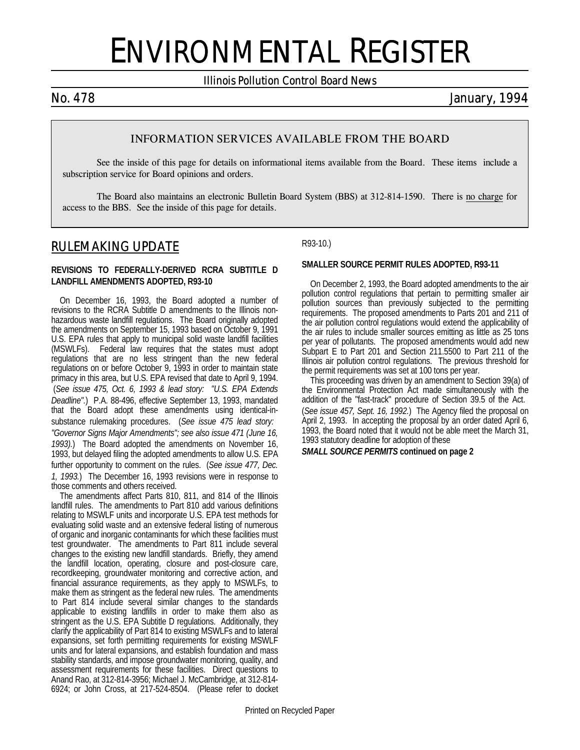# ENVIRONMENTAL REGISTER

Illinois Pollution Control Board News

No. 478 January, 1994

## INFORMATION SERVICES AVAILABLE FROM THE BOARD

See the inside of this page for details on informational items available from the Board. These items include a subscription service for Board opinions and orders.

The Board also maintains an electronic Bulletin Board System (BBS) at 312-814-1590. There is no charge for access to the BBS. See the inside of this page for details.

## RULEMAKING UPDATE

**REVISIONS TO FEDERALLY-DERIVED RCRA SUBTITLE D LANDFILL AMENDMENTS ADOPTED, R93-10**

On December 16, 1993, the Board adopted a number of revisions to the RCRA Subtitle D amendments to the Illinois non-hazardous waste landfill regulations. The Board originally adopted the amendments on September 15, 1993 based on October 9, 1991 U.S. EPA rules that apply to municipal solid waste landfill facilities (MSWLFs). Federal law requires that the states must adopt regulations that are no less stringent than the new federal regulations on or before October 9, 1993 in order to maintain state primacy in this area, but U.S. EPA revised that date to April 9, 1994. (*See issue 475, Oct. 6, 1993 & lead story: "U.S. EPA Extends Deadline".*) P.A. 88-496, effective September 13, 1993, mandated that the Board adopt these amendments using identical-in-substance rulemaking procedures. (*See issue 475 lead story: "Governor Signs Major Amendments"; see also issue 471 (June 16, 1993).*) The Board adopted the amendments on November 16, 1993, but delayed filing the adopted amendments to allow U.S. EPA further opportunity to comment on the rules. (*See issue 477, Dec. 1, 1993.*) The December 16, 1993 revisions were in response to those comments and others received.

The amendments affect Parts 810, 811, and 814 of the Illinois landfill rules. The amendments to Part 810 add various definitions relating to MSWLF units and incorporate U.S. EPA test methods for evaluating solid waste and an extensive federal listing of numerous of organic and inorganic contaminants for which these facilities must test groundwater. The amendments to Part 811 include several changes to the existing new landfill standards. Briefly, they amend the landfill location, operating, closure and post-closure care, recordkeeping, groundwater monitoring and corrective action, and financial assurance requirements, as they apply to MSWLFs, to make them as stringent as the federal new rules. The amendments to Part 814 include several similar changes to the standards applicable to existing landfills in order to make them also as stringent as the U.S. EPA Subtitle D regulations. Additionally, they clarify the applicability of Part 814 to existing MSWLFs and to lateral expansions, set forth permitting requirements for existing MSWLF units and for lateral expansions, and establish foundation and mass stability standards, and impose groundwater monitoring, quality, and assessment requirements for these facilities. Direct questions to Anand Rao, at 312-814-3956; Michael J. McCambridge, at 312-814-6924; or John Cross, at 217-524-8504. (Please refer to docket R93-10.)

**SMALLER SOURCE PERMIT RULES ADOPTED, R93-11**

On December 2, 1993, the Board adopted amendments to the air pollution control regulations that pertain to permitting smaller air pollution sources than previously subjected to the permitting requirements. The proposed amendments to Parts 201 and 211 of the air pollution control regulations would extend the applicability of the air rules to include smaller sources emitting as little as 25 tons per year of pollutants. The proposed amendments would add new Subpart E to Part 201 and Section 211.5500 to Part 211 of the Illinois air pollution control regulations. The previous threshold for the permit requirements was set at 100 tons per year.

This proceeding was driven by an amendment to Section 39(a) of the Environmental Protection Act made simultaneously with the addition of the "fast-track" procedure of Section 39.5 of the Act. (*See issue 457, Sept. 16, 1992.*) The Agency filed the proposal on April 2, 1993. In accepting the proposal by an order dated April 6, 1993, the Board noted that it would not be able meet the March 31, 1993 statutory deadline for adoption of these

***SMALL SOURCE PERMITS* continued on page 2**

Printed on Recycled Paper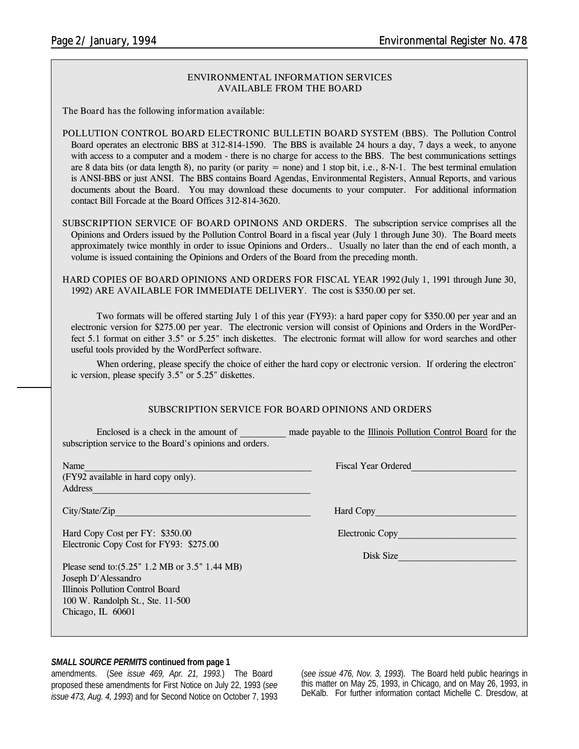## ENVIRONMENTAL INFORMATION SERVICES AVAILABLE FROM THE BOARD

The Board has the following information available:

POLLUTION CONTROL BOARD ELECTRONIC BULLETIN BOARD SYSTEM (BBS). The Pollution Control Board operates an electronic BBS at 312-814-1590. The BBS is available 24 hours a day, 7 days a week, to anyone with access to a computer and a modem - there is no charge for access to the BBS. The best communications settings are 8 data bits (or data length 8), no parity (or parity = none) and 1 stop bit, i.e., 8-N-1. The best terminal emulation is ANSI-BBS or just ANSI. The BBS contains Board Agendas, Environmental Registers, Annual Reports, and various documents about the Board. You may download these documents to your computer. For additional information contact Bill Forcade at the Board Offices 312-814-3620.

SUBSCRIPTION SERVICE OF BOARD OPINIONS AND ORDERS. The subscription service comprises all the Opinions and Orders issued by the Pollution Control Board in a fiscal year (July 1 through June 30). The Board meets approximately twice monthly in order to issue Opinions and Orders.. Usually no later than the end of each month, a volume is issued containing the Opinions and Orders of the Board from the preceding month.

HARD COPIES OF BOARD OPINIONS AND ORDERS FOR FISCAL YEAR 1992 (July 1, 1991 through June 30, 1992) ARE AVAILABLE FOR IMMEDIATE DELIVERY. The cost is $350.00 per set.

Two formats will be offered starting July 1 of this year (FY93): a hard paper copy for $350.00 per year and an electronic version for $275.00 per year. The electronic version will consist of Opinions and Orders in the WordPerfect 5.1 format on either 3.5" or 5.25" inch diskettes. The electronic format will allow for word searches and other useful tools provided by the WordPerfect software.

When ordering, please specify the choice of either the hard copy or electronic version. If ordering the electronic version, please specify 3.5" or 5.25" diskettes.

## SUBSCRIPTION SERVICE FOR BOARD OPINIONS AND ORDERS

Enclosed is a check in the amount of _________ made payable to the Illinois Pollution Control Board for the subscription service to the Board's opinions and orders.

Name_______________________________________________ Fiscal Year Ordered_____________________
(FY92 available in hard copy only).
Address_____________________________________________

City/State/Zip_________________________________________ Hard Copy_____________________________

Hard Copy Cost per FY: $350.00 Electronic Copy________________________
Electronic Copy Cost for FY93: $275.00

Disk Size________________________

Please send to:(5.25" 1.2 MB or 3.5" 1.44 MB)
Joseph D'Alessandro
Illinois Pollution Control Board
100 W. Randolph St., Ste. 11-500
Chicago, IL 60601

***SMALL SOURCE PERMITS* continued from page 1**

amendments. (*See issue 469, Apr. 21, 1993.*) The Board proposed these amendments for First Notice on July 22, 1993 (*see issue 473, Aug. 4, 1993*) and for Second Notice on October 7, 1993 (*see issue 476, Nov. 3, 1993*). The Board held public hearings in this matter on May 25, 1993, in Chicago, and on May 26, 1993, in DeKalb. For further information contact Michelle C. Dresdow, at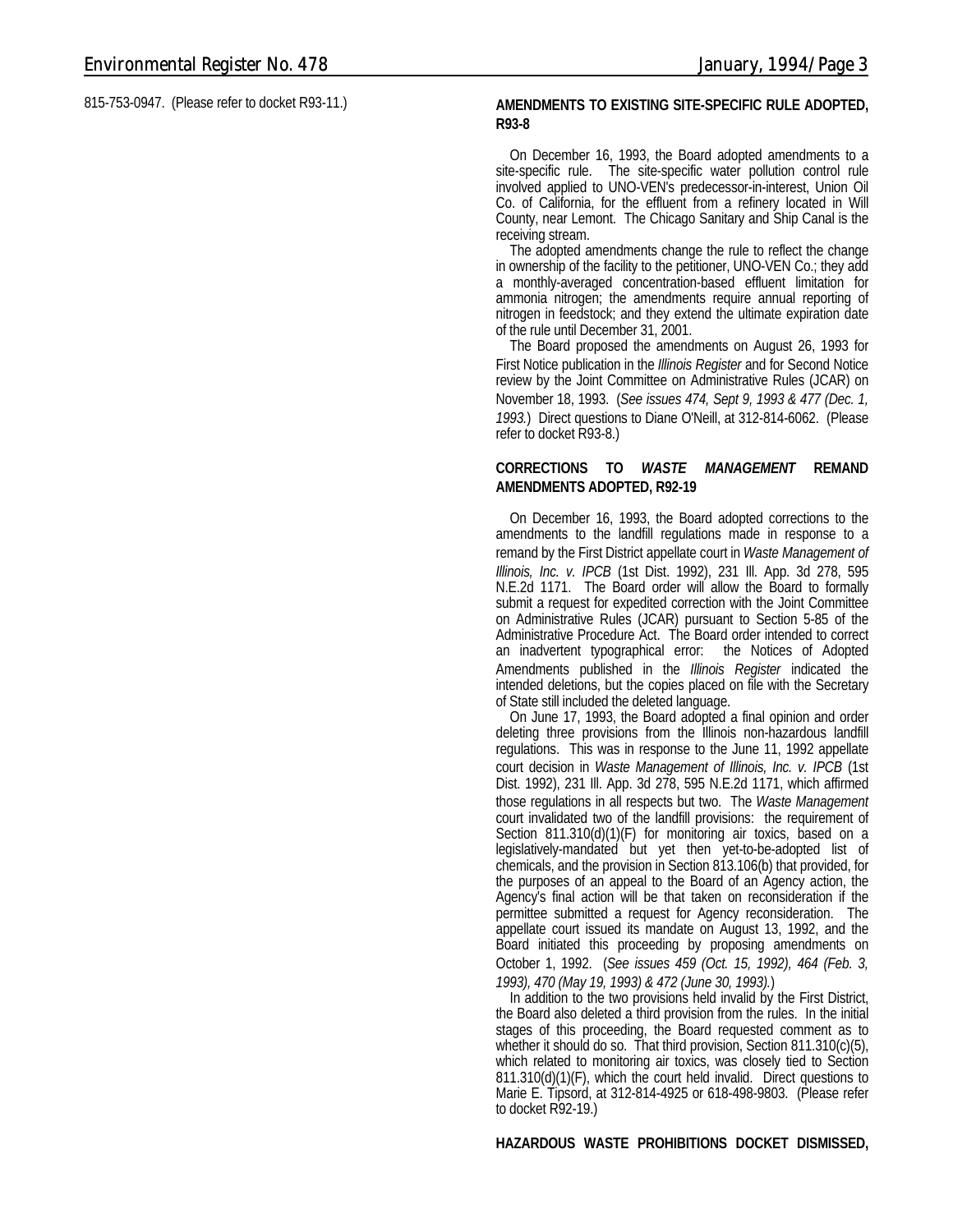815-753-0947. (Please refer to docket R93-11.)

**AMENDMENTS TO EXISTING SITE-SPECIFIC RULE ADOPTED, R93-8**

On December 16, 1993, the Board adopted amendments to a site-specific rule. The site-specific water pollution control rule involved applied to UNO-VEN's predecessor-in-interest, Union Oil Co. of California, for the effluent from a refinery located in Will County, near Lemont. The Chicago Sanitary and Ship Canal is the receiving stream.

The adopted amendments change the rule to reflect the change in ownership of the facility to the petitioner, UNO-VEN Co.; they add a monthly-averaged concentration-based effluent limitation for ammonia nitrogen; the amendments require annual reporting of nitrogen in feedstock; and they extend the ultimate expiration date of the rule until December 31, 2001.

The Board proposed the amendments on August 26, 1993 for First Notice publication in the *Illinois Register* and for Second Notice review by the Joint Committee on Administrative Rules (JCAR) on November 18, 1993. (*See issues 474, Sept 9, 1993 & 477 (Dec. 1, 1993.*) Direct questions to Diane O'Neill, at 312-814-6062. (Please refer to docket R93-8.)

**CORRECTIONS TO *WASTE MANAGEMENT* REMAND AMENDMENTS ADOPTED, R92-19**

On December 16, 1993, the Board adopted corrections to the amendments to the landfill regulations made in response to a remand by the First District appellate court in *Waste Management of Illinois, Inc. v. IPCB* (1st Dist. 1992), 231 Ill. App. 3d 278, 595 N.E.2d 1171. The Board order will allow the Board to formally submit a request for expedited correction with the Joint Committee on Administrative Rules (JCAR) pursuant to Section 5-85 of the Administrative Procedure Act. The Board order intended to correct an inadvertent typographical error: the Notices of Adopted Amendments published in the *Illinois Register* indicated the intended deletions, but the copies placed on file with the Secretary of State still included the deleted language.

On June 17, 1993, the Board adopted a final opinion and order deleting three provisions from the Illinois non-hazardous landfill regulations. This was in response to the June 11, 1992 appellate court decision in *Waste Management of Illinois, Inc. v. IPCB* (1st Dist. 1992), 231 Ill. App. 3d 278, 595 N.E.2d 1171, which affirmed those regulations in all respects but two. The *Waste Management* court invalidated two of the landfill provisions: the requirement of Section 811.310(d)(1)(F) for monitoring air toxics, based on a legislatively-mandated but yet then yet-to-be-adopted list of chemicals, and the provision in Section 813.106(b) that provided, for the purposes of an appeal to the Board of an Agency action, the Agency's final action will be that taken on reconsideration if the permittee submitted a request for Agency reconsideration. The appellate court issued its mandate on August 13, 1992, and the Board initiated this proceeding by proposing amendments on October 1, 1992. (*See issues 459 (Oct. 15, 1992), 464 (Feb. 3, 1993), 470 (May 19, 1993) & 472 (June 30, 1993).*)

In addition to the two provisions held invalid by the First District, the Board also deleted a third provision from the rules. In the initial stages of this proceeding, the Board requested comment as to whether it should do so. That third provision, Section 811.310(c)(5), which related to monitoring air toxics, was closely tied to Section 811.310(d)(1)(F), which the court held invalid. Direct questions to Marie E. Tipsord, at 312-814-4925 or 618-498-9803. (Please refer to docket R92-19.)

**HAZARDOUS WASTE PROHIBITIONS DOCKET DISMISSED,**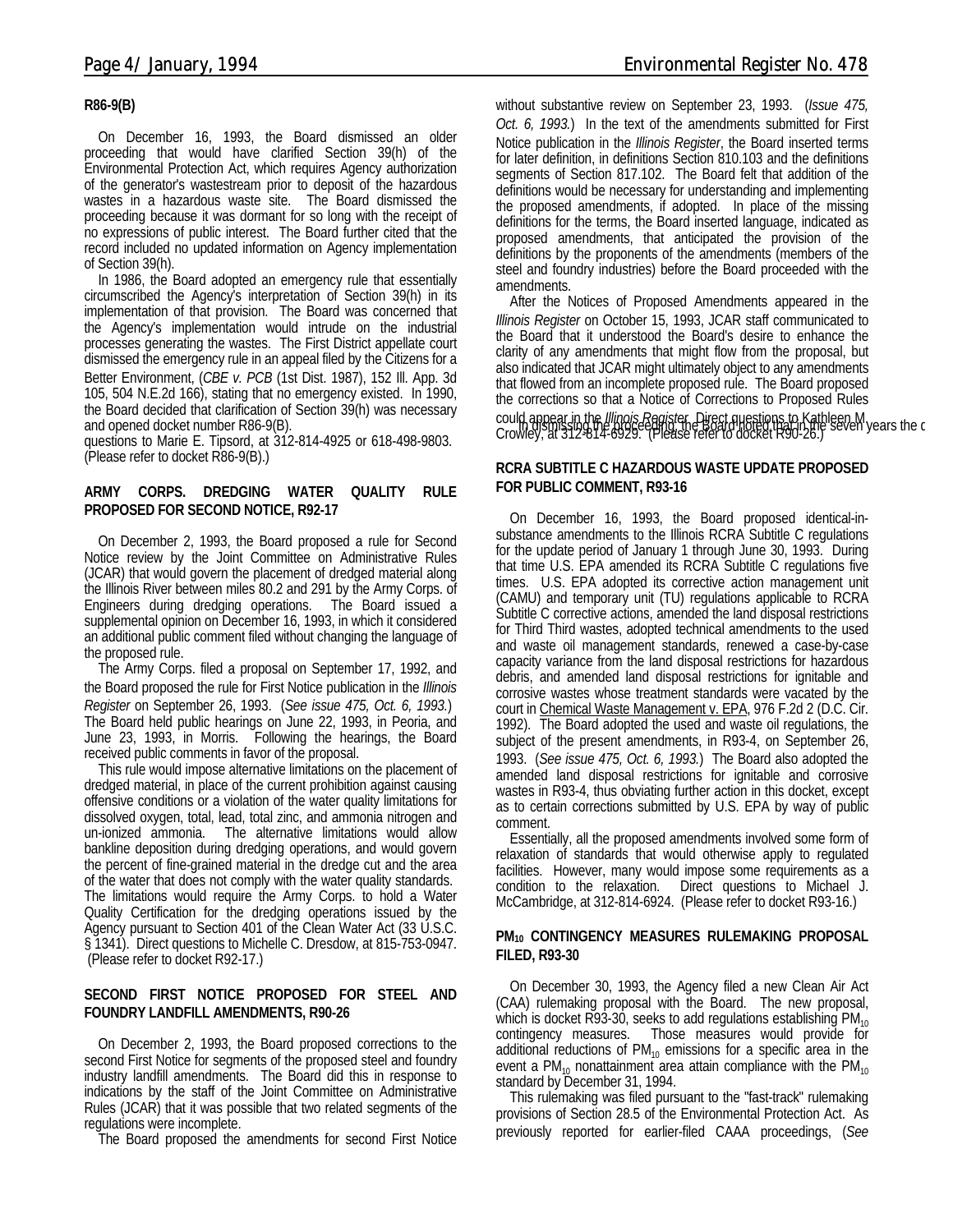**R86-9(B)**

On December 16, 1993, the Board dismissed an older proceeding that would have clarified Section 39(h) of the Environmental Protection Act, which requires Agency authorization of the generator's wastestream prior to deposit of the hazardous wastes in a hazardous waste site. The Board dismissed the proceeding because it was dormant for so long with the receipt of no expressions of public interest. The Board further cited that the record included no updated information on Agency implementation of Section 39(h).

In 1986, the Board adopted an emergency rule that essentially circumscribed the Agency's interpretation of Section 39(h) in its implementation of that provision. The Board was concerned that the Agency's implementation would intrude on the industrial processes generating the wastes. The First District appellate court dismissed the emergency rule in an appeal filed by the Citizens for a Better Environment, (*CBE v. PCB* (1st Dist. 1987), 152 Ill. App. 3d 105, 504 N.E.2d 166), stating that no emergency existed. In 1990, the Board decided that clarification of Section 39(h) was necessary and opened docket number R86-9(B).

In dismissing the proceeding, the Board noted that in the seven years the c

questions to Marie E. Tipsord, at 312-814-4925 or 618-498-9803. (Please refer to docket R86-9(B).)

**ARMY CORPS. DREDGING WATER QUALITY RULE PROPOSED FOR SECOND NOTICE, R92-17**

On December 2, 1993, the Board proposed a rule for Second Notice review by the Joint Committee on Administrative Rules (JCAR) that would govern the placement of dredged material along the Illinois River between miles 80.2 and 291 by the Army Corps. of Engineers during dredging operations. The Board issued a supplemental opinion on December 16, 1993, in which it considered an additional public comment filed without changing the language of the proposed rule.

The Army Corps. filed a proposal on September 17, 1992, and the Board proposed the rule for First Notice publication in the *Illinois Register* on September 26, 1993. (*See issue 475, Oct. 6, 1993.*) The Board held public hearings on June 22, 1993, in Peoria, and June 23, 1993, in Morris. Following the hearings, the Board received public comments in favor of the proposal.

This rule would impose alternative limitations on the placement of dredged material, in place of the current prohibition against causing offensive conditions or a violation of the water quality limitations for dissolved oxygen, total, lead, total zinc, and ammonia nitrogen and un-ionized ammonia. The alternative limitations would allow bankline deposition during dredging operations, and would govern the percent of fine-grained material in the dredge cut and the area of the water that does not comply with the water quality standards. The limitations would require the Army Corps. to hold a Water Quality Certification for the dredging operations issued by the Agency pursuant to Section 401 of the Clean Water Act (33 U.S.C. § 1341). Direct questions to Michelle C. Dresdow, at 815-753-0947. (Please refer to docket R92-17.)

**SECOND FIRST NOTICE PROPOSED FOR STEEL AND FOUNDRY LANDFILL AMENDMENTS, R90-26**

On December 2, 1993, the Board proposed corrections to the second First Notice for segments of the proposed steel and foundry industry landfill amendments. The Board did this in response to indications by the staff of the Joint Committee on Administrative Rules (JCAR) that it was possible that two related segments of the regulations were incomplete.

The Board proposed the amendments for second First Notice without substantive review on September 23, 1993. (*Issue 475, Oct. 6, 1993.*) In the text of the amendments submitted for First Notice publication in the *Illinois Register*, the Board inserted terms for later definition, in definitions Section 810.103 and the definitions segments of Section 817.102. The Board felt that addition of the definitions would be necessary for understanding and implementing the proposed amendments, if adopted. In place of the missing definitions for the terms, the Board inserted language, indicated as proposed amendments, that anticipated the provision of the definitions by the proponents of the amendments (members of the steel and foundry industries) before the Board proceeded with the amendments.

After the Notices of Proposed Amendments appeared in the *Illinois Register* on October 15, 1993, JCAR staff communicated to the Board that it understood the Board's desire to enhance the clarity of any amendments that might flow from the proposal, but also indicated that JCAR might ultimately object to any amendments that flowed from an incomplete proposed rule. The Board proposed the corrections so that a Notice of Corrections to Proposed Rules could appear in the *Illinois Register*. Direct questions to Kathleen M. Crowley, at 312-814-6929. (Please refer to docket R90-26.)

**RCRA SUBTITLE C HAZARDOUS WASTE UPDATE PROPOSED FOR PUBLIC COMMENT, R93-16**

On December 16, 1993, the Board proposed identical-in-substance amendments to the Illinois RCRA Subtitle C regulations for the update period of January 1 through June 30, 1993. During that time U.S. EPA amended its RCRA Subtitle C regulations five times. U.S. EPA adopted its corrective action management unit (CAMU) and temporary unit (TU) regulations applicable to RCRA Subtitle C corrective actions, amended the land disposal restrictions for Third Third wastes, adopted technical amendments to the used and waste oil management standards, renewed a case-by-case capacity variance from the land disposal restrictions for hazardous debris, and amended land disposal restrictions for ignitable and corrosive wastes whose treatment standards were vacated by the court in Chemical Waste Management v. EPA, 976 F.2d 2 (D.C. Cir. 1992). The Board adopted the used and waste oil regulations, the subject of the present amendments, in R93-4, on September 26, 1993. (*See issue 475, Oct. 6, 1993.*) The Board also adopted the amended land disposal restrictions for ignitable and corrosive wastes in R93-4, thus obviating further action in this docket, except as to certain corrections submitted by U.S. EPA by way of public comment.

Essentially, all the proposed amendments involved some form of relaxation of standards that would otherwise apply to regulated facilities. However, many would impose some requirements as a condition to the relaxation. Direct questions to Michael J. McCambridge, at 312-814-6924. (Please refer to docket R93-16.)

**$PM_{10}$ CONTINGENCY MEASURES RULEMAKING PROPOSAL FILED, R93-30**

On December 30, 1993, the Agency filed a new Clean Air Act (CAA) rulemaking proposal with the Board. The new proposal, which is docket R93-30, seeks to add regulations establishing $PM_{10}$ contingency measures. Those measures would provide for additional reductions of $PM_{10}$ emissions for a specific area in the event a $PM_{10}$ nonattainment area attain compliance with the $PM_{10}$ standard by December 31, 1994.

This rulemaking was filed pursuant to the "fast-track" rulemaking provisions of Section 28.5 of the Environmental Protection Act. As previously reported for earlier-filed CAAA proceedings, (*See*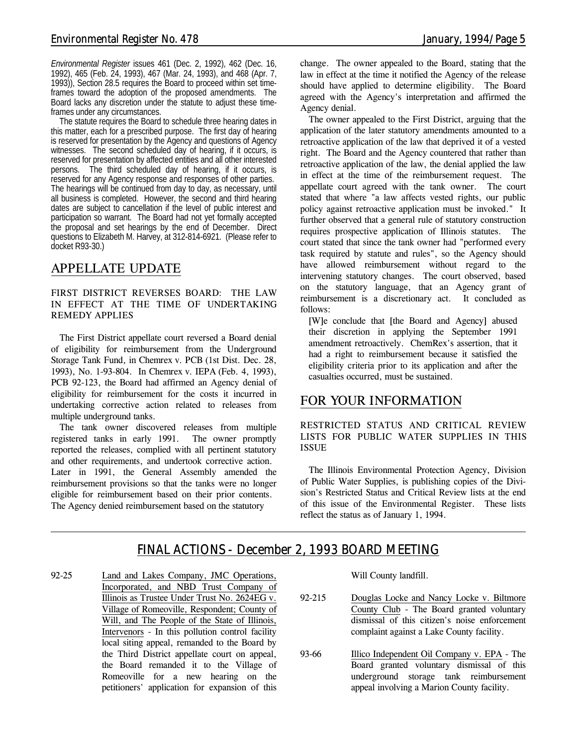*Environmental Register* issues 461 (Dec. 2, 1992), 462 (Dec. 16, 1992), 465 (Feb. 24, 1993), 467 (Mar. 24, 1993), and 468 (Apr. 7, 1993)), Section 28.5 requires the Board to proceed within set time-frames toward the adoption of the proposed amendments. The Board lacks any discretion under the statute to adjust these time-frames under any circumstances.

The statute requires the Board to schedule three hearing dates in this matter, each for a prescribed purpose. The first day of hearing is reserved for presentation by the Agency and questions of Agency witnesses. The second scheduled day of hearing, if it occurs, is reserved for presentation by affected entities and all other interested persons. The third scheduled day of hearing, if it occurs, is reserved for any Agency response and responses of other parties. The hearings will be continued from day to day, as necessary, until all business is completed. However, the second and third hearing dates are subject to cancellation if the level of public interest and participation so warrant. The Board had not yet formally accepted the proposal and set hearings by the end of December. Direct questions to Elizabeth M. Harvey, at 312-814-6921. (Please refer to docket R93-30.)

## APPELLATE UPDATE

### FIRST DISTRICT REVERSES BOARD: THE LAW IN EFFECT AT THE TIME OF UNDERTAKING REMEDY APPLIES

The First District appellate court reversed a Board denial of eligibility for reimbursement from the Underground Storage Tank Fund, in Chemrex v. PCB (1st Dist. Dec. 28, 1993), No. 1-93-804. In Chemrex v. IEPA (Feb. 4, 1993), PCB 92-123, the Board had affirmed an Agency denial of eligibility for reimbursement for the costs it incurred in undertaking corrective action related to releases from multiple underground tanks.

The tank owner discovered releases from multiple registered tanks in early 1991. The owner promptly reported the releases, complied with all pertinent statutory and other requirements, and undertook corrective action. Later in 1991, the General Assembly amended the reimbursement provisions so that the tanks were no longer eligible for reimbursement based on their prior contents. The Agency denied reimbursement based on the statutory change. The owner appealed to the Board, stating that the law in effect at the time it notified the Agency of the release should have applied to determine eligibility. The Board agreed with the Agency's interpretation and affirmed the Agency denial.

The owner appealed to the First District, arguing that the application of the later statutory amendments amounted to a retroactive application of the law that deprived it of a vested right. The Board and the Agency countered that rather than retroactive application of the law, the denial applied the law in effect at the time of the reimbursement request. The appellate court agreed with the tank owner. The court stated that where "a law affects vested rights, our public policy against retroactive application must be invoked." It further observed that a general rule of statutory construction requires prospective application of Illinois statutes. The court stated that since the tank owner had "performed every task required by statute and rules", so the Agency should have allowed reimbursement without regard to the intervening statutory changes. The court observed, based on the statutory language, that an Agency grant of reimbursement is a discretionary act. It concluded as follows:

> [W]e conclude that [the Board and Agency] abused their discretion in applying the September 1991 amendment retroactively. ChemRex's assertion, that it had a right to reimbursement because it satisfied the eligibility criteria prior to its application and after the casualties occurred, must be sustained.

## FOR YOUR INFORMATION

### RESTRICTED STATUS AND CRITICAL REVIEW LISTS FOR PUBLIC WATER SUPPLIES IN THIS ISSUE

The Illinois Environmental Protection Agency, Division of Public Water Supplies, is publishing copies of the Division's Restricted Status and Critical Review lists at the end of this issue of the Environmental Register. These lists reflect the status as of January 1, 1994.

## FINAL ACTIONS - December 2, 1993 BOARD MEETING

92-25 Land and Lakes Company, JMC Operations, Incorporated, and NBD Trust Company of Illinois as Trustee Under Trust No. 2624EG v. Village of Romeoville, Respondent; County of Will, and The People of the State of Illinois, Intervenors - In this pollution control facility local siting appeal, remanded to the Board by the Third District appellate court on appeal, the Board remanded it to the Village of Romeoville for a new hearing on the petitioners' application for expansion of this Will County landfill.

92-215 Douglas Locke and Nancy Locke v. Biltmore County Club - The Board granted voluntary dismissal of this citizen's noise enforcement complaint against a Lake County facility.

93-66 Illico Independent Oil Company v. EPA - The Board granted voluntary dismissal of this underground storage tank reimbursement appeal involving a Marion County facility.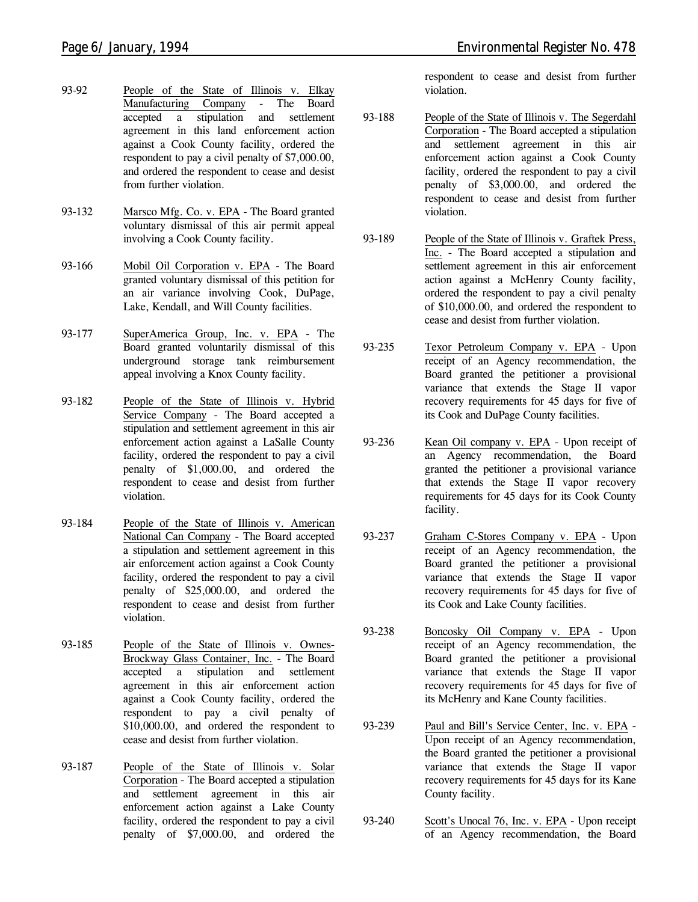93-92 People of the State of Illinois v. Elkay Manufacturing Company - The Board accepted a stipulation and settlement agreement in this land enforcement action against a Cook County facility, ordered the respondent to pay a civil penalty of $7,000.00, and ordered the respondent to cease and desist from further violation.

93-132 Marsco Mfg. Co. v. EPA - The Board granted voluntary dismissal of this air permit appeal involving a Cook County facility.

93-166 Mobil Oil Corporation v. EPA - The Board granted voluntary dismissal of this petition for an air variance involving Cook, DuPage, Lake, Kendall, and Will County facilities.

93-177 SuperAmerica Group, Inc. v. EPA - The Board granted voluntarily dismissal of this underground storage tank reimbursement appeal involving a Knox County facility.

93-182 People of the State of Illinois v. Hybrid Service Company - The Board accepted a stipulation and settlement agreement in this air enforcement action against a LaSalle County facility, ordered the respondent to pay a civil penalty of $1,000.00, and ordered the respondent to cease and desist from further violation.

93-184 People of the State of Illinois v. American National Can Company - The Board accepted a stipulation and settlement agreement in this air enforcement action against a Cook County facility, ordered the respondent to pay a civil penalty of $25,000.00, and ordered the respondent to cease and desist from further violation.

93-185 People of the State of Illinois v. Ownes-Brockway Glass Container, Inc. - The Board accepted a stipulation and settlement agreement in this air enforcement action against a Cook County facility, ordered the respondent to pay a civil penalty of $10,000.00, and ordered the respondent to cease and desist from further violation.

93-187 People of the State of Illinois v. Solar Corporation - The Board accepted a stipulation and settlement agreement in this air enforcement action against a Lake County facility, ordered the respondent to pay a civil penalty of $7,000.00, and ordered the respondent to cease and desist from further violation.

93-188 People of the State of Illinois v. The Segerdahl Corporation - The Board accepted a stipulation and settlement agreement in this air enforcement action against a Cook County facility, ordered the respondent to pay a civil penalty of $3,000.00, and ordered the respondent to cease and desist from further violation.

93-189 People of the State of Illinois v. Graftek Press, Inc. - The Board accepted a stipulation and settlement agreement in this air enforcement action against a McHenry County facility, ordered the respondent to pay a civil penalty of $10,000.00, and ordered the respondent to cease and desist from further violation.

93-235 Texor Petroleum Company v. EPA - Upon receipt of an Agency recommendation, the Board granted the petitioner a provisional variance that extends the Stage II vapor recovery requirements for 45 days for five of its Cook and DuPage County facilities.

93-236 Kean Oil company v. EPA - Upon receipt of an Agency recommendation, the Board granted the petitioner a provisional variance that extends the Stage II vapor recovery requirements for 45 days for its Cook County facility.

93-237 Graham C-Stores Company v. EPA - Upon receipt of an Agency recommendation, the Board granted the petitioner a provisional variance that extends the Stage II vapor recovery requirements for 45 days for five of its Cook and Lake County facilities.

93-238 Boncosky Oil Company v. EPA - Upon receipt of an Agency recommendation, the Board granted the petitioner a provisional variance that extends the Stage II vapor recovery requirements for 45 days for five of its McHenry and Kane County facilities.

93-239 Paul and Bill's Service Center, Inc. v. EPA - Upon receipt of an Agency recommendation, the Board granted the petitioner a provisional variance that extends the Stage II vapor recovery requirements for 45 days for its Kane County facility.

93-240 Scott's Unocal 76, Inc. v. EPA - Upon receipt of an Agency recommendation, the Board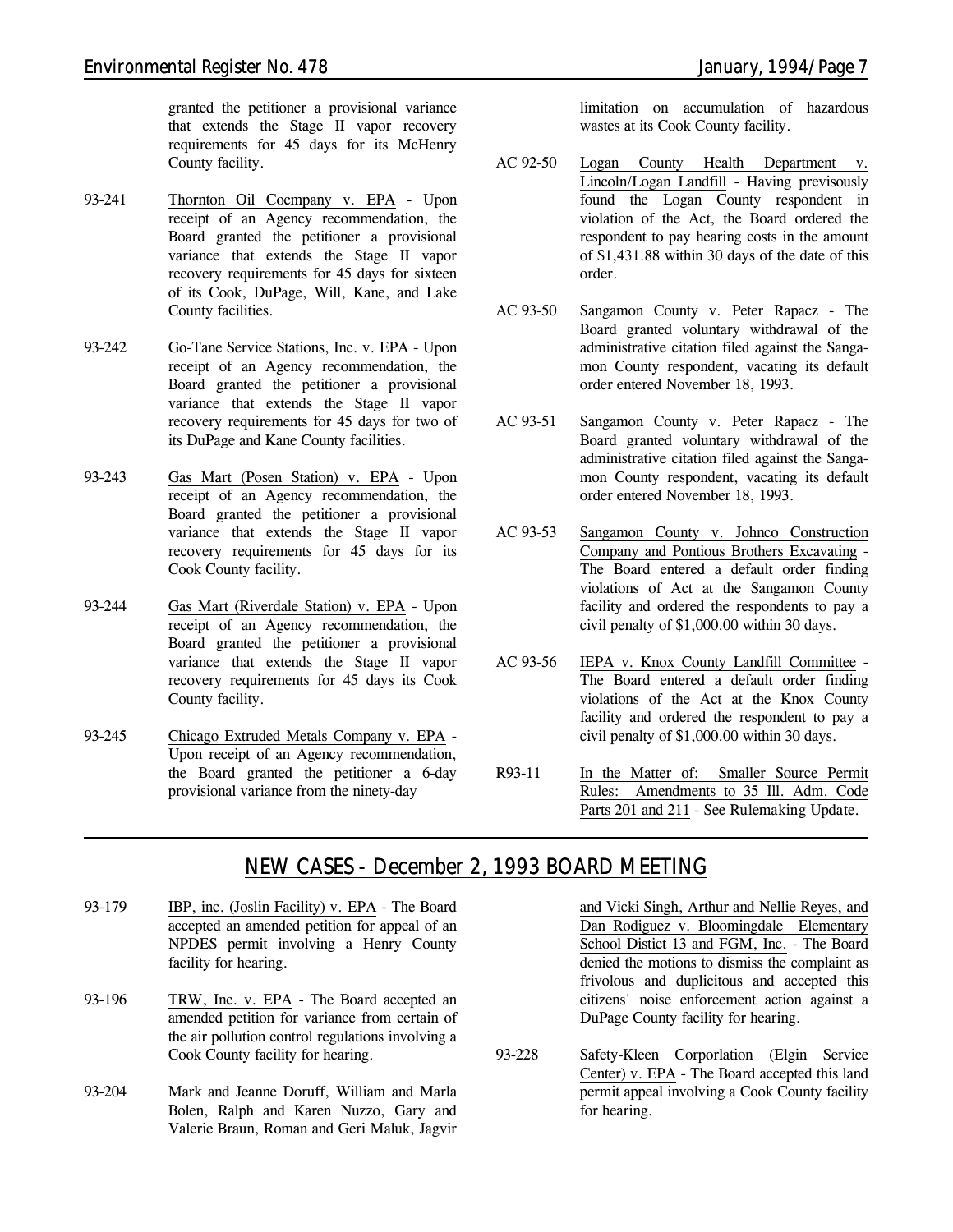granted the petitioner a provisional variance that extends the Stage II vapor recovery requirements for 45 days for its McHenry County facility.

93-241 Thornton Oil Cocmpany v. EPA - Upon receipt of an Agency recommendation, the Board granted the petitioner a provisional variance that extends the Stage II vapor recovery requirements for 45 days for sixteen of its Cook, DuPage, Will, Kane, and Lake County facilities.

93-242 Go-Tane Service Stations, Inc. v. EPA - Upon receipt of an Agency recommendation, the Board granted the petitioner a provisional variance that extends the Stage II vapor recovery requirements for 45 days for two of its DuPage and Kane County facilities.

93-243 Gas Mart (Posen Station) v. EPA - Upon receipt of an Agency recommendation, the Board granted the petitioner a provisional variance that extends the Stage II vapor recovery requirements for 45 days for its Cook County facility.

93-244 Gas Mart (Riverdale Station) v. EPA - Upon receipt of an Agency recommendation, the Board granted the petitioner a provisional variance that extends the Stage II vapor recovery requirements for 45 days its Cook County facility.

93-245 Chicago Extruded Metals Company v. EPA - Upon receipt of an Agency recommendation, the Board granted the petitioner a 6-day provisional variance from the ninety-day limitation on accumulation of hazardous wastes at its Cook County facility.

AC 92-50 Logan County Health Department v. Lincoln/Logan Landfill - Having previsously found the Logan County respondent in violation of the Act, the Board ordered the respondent to pay hearing costs in the amount of $1,431.88 within 30 days of the date of this order.

AC 93-50 Sangamon County v. Peter Rapacz - The Board granted voluntary withdrawal of the administrative citation filed against the Sangamon County respondent, vacating its default order entered November 18, 1993.

AC 93-51 Sangamon County v. Peter Rapacz - The Board granted voluntary withdrawal of the administrative citation filed against the Sangamon County respondent, vacating its default order entered November 18, 1993.

AC 93-53 Sangamon County v. Johnco Construction Company and Pontious Brothers Excavating - The Board entered a default order finding violations of Act at the Sangamon County facility and ordered the respondents to pay a civil penalty of $1,000.00 within 30 days.

AC 93-56 IEPA v. Knox County Landfill Committee - The Board entered a default order finding violations of the Act at the Knox County facility and ordered the respondent to pay a civil penalty of $1,000.00 within 30 days.

R93-11 In the Matter of: Smaller Source Permit Rules: Amendments to 35 Ill. Adm. Code Parts 201 and 211 - See Rulemaking Update.

## NEW CASES - December 2, 1993 BOARD MEETING

93-179 IBP, inc. (Joslin Facility) v. EPA - The Board accepted an amended petition for appeal of an NPDES permit involving a Henry County facility for hearing.

93-196 TRW, Inc. v. EPA - The Board accepted an amended petition for variance from certain of the air pollution control regulations involving a Cook County facility for hearing.

93-204 Mark and Jeanne Doruff, William and Marla Bolen, Ralph and Karen Nuzzo, Gary and Valerie Braun, Roman and Geri Maluk, Jagvir and Vicki Singh, Arthur and Nellie Reyes, and Dan Rodiguez v. Bloomingdale Elementary School Distict 13 and FGM, Inc. - The Board denied the motions to dismiss the complaint as frivolous and duplicitous and accepted this citizens' noise enforcement action against a DuPage County facility for hearing.

93-228 Safety-Kleen Corporlation (Elgin Service Center) v. EPA - The Board accepted this land permit appeal involving a Cook County facility for hearing.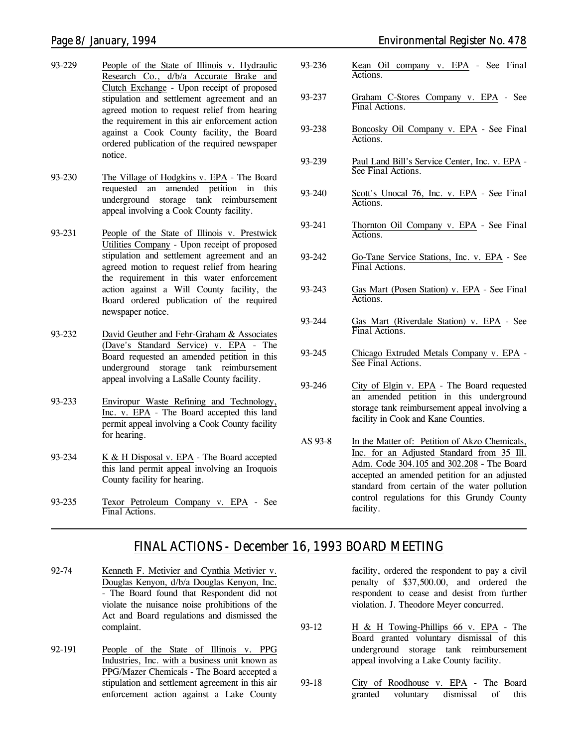93-229 People of the State of Illinois v. Hydraulic Research Co., d/b/a Accurate Brake and Clutch Exchange - Upon receipt of proposed stipulation and settlement agreement and an agreed motion to request relief from hearing the requirement in this air enforcement action against a Cook County facility, the Board ordered publication of the required newspaper notice.

93-230 The Village of Hodgkins v. EPA - The Board requested an amended petition in this underground storage tank reimbursement appeal involving a Cook County facility.

93-231 People of the State of Illinois v. Prestwick Utilities Company - Upon receipt of proposed stipulation and settlement agreement and an agreed motion to request relief from hearing the requirement in this water enforcement action against a Will County facility, the Board ordered publication of the required newspaper notice.

93-232 David Geuther and Fehr-Graham & Associates (Dave's Standard Service) v. EPA - The Board requested an amended petition in this underground storage tank reimbursement appeal involving a LaSalle County facility.

93-233 Enviropur Waste Refining and Technology, Inc. v. EPA - The Board accepted this land permit appeal involving a Cook County facility for hearing.

93-234 K & H Disposal v. EPA - The Board accepted this land permit appeal involving an Iroquois County facility for hearing.

93-235 Texor Petroleum Company v. EPA - See Final Actions.

93-236 Kean Oil company v. EPA - See Final Actions.

93-237 Graham C-Stores Company v. EPA - See Final Actions.

93-238 Boncosky Oil Company v. EPA - See Final Actions.

93-239 Paul Land Bill's Service Center, Inc. v. EPA - See Final Actions.

93-240 Scott's Unocal 76, Inc. v. EPA - See Final Actions.

93-241 Thornton Oil Company v. EPA - See Final Actions.

93-242 Go-Tane Service Stations, Inc. v. EPA - See Final Actions.

93-243 Gas Mart (Posen Station) v. EPA - See Final Actions.

93-244 Gas Mart (Riverdale Station) v. EPA - See Final Actions.

93-245 Chicago Extruded Metals Company v. EPA - See Final Actions.

93-246 City of Elgin v. EPA - The Board requested an amended petition in this underground storage tank reimbursement appeal involving a facility in Cook and Kane Counties.

AS 93-8 In the Matter of: Petition of Akzo Chemicals, Inc. for an Adjusted Standard from 35 Ill. Adm. Code 304.105 and 302.208 - The Board accepted an amended petition for an adjusted standard from certain of the water pollution control regulations for this Grundy County facility.

## FINAL ACTIONS - December 16, 1993 BOARD MEETING

92-74 Kenneth F. Metivier and Cynthia Metivier v. Douglas Kenyon, d/b/a Douglas Kenyon, Inc. - The Board found that Respondent did not violate the nuisance noise prohibitions of the Act and Board regulations and dismissed the complaint.

92-191 People of the State of Illinois v. PPG Industries, Inc. with a business unit known as PPG/Mazer Chemicals - The Board accepted a stipulation and settlement agreement in this air enforcement action against a Lake County facility, ordered the respondent to pay a civil penalty of $37,500.00, and ordered the respondent to cease and desist from further violation. J. Theodore Meyer concurred.

93-12 H & H Towing-Phillips 66 v. EPA - The Board granted voluntary dismissal of this underground storage tank reimbursement appeal involving a Lake County facility.

93-18 City of Roodhouse v. EPA - The Board granted voluntary dismissal of this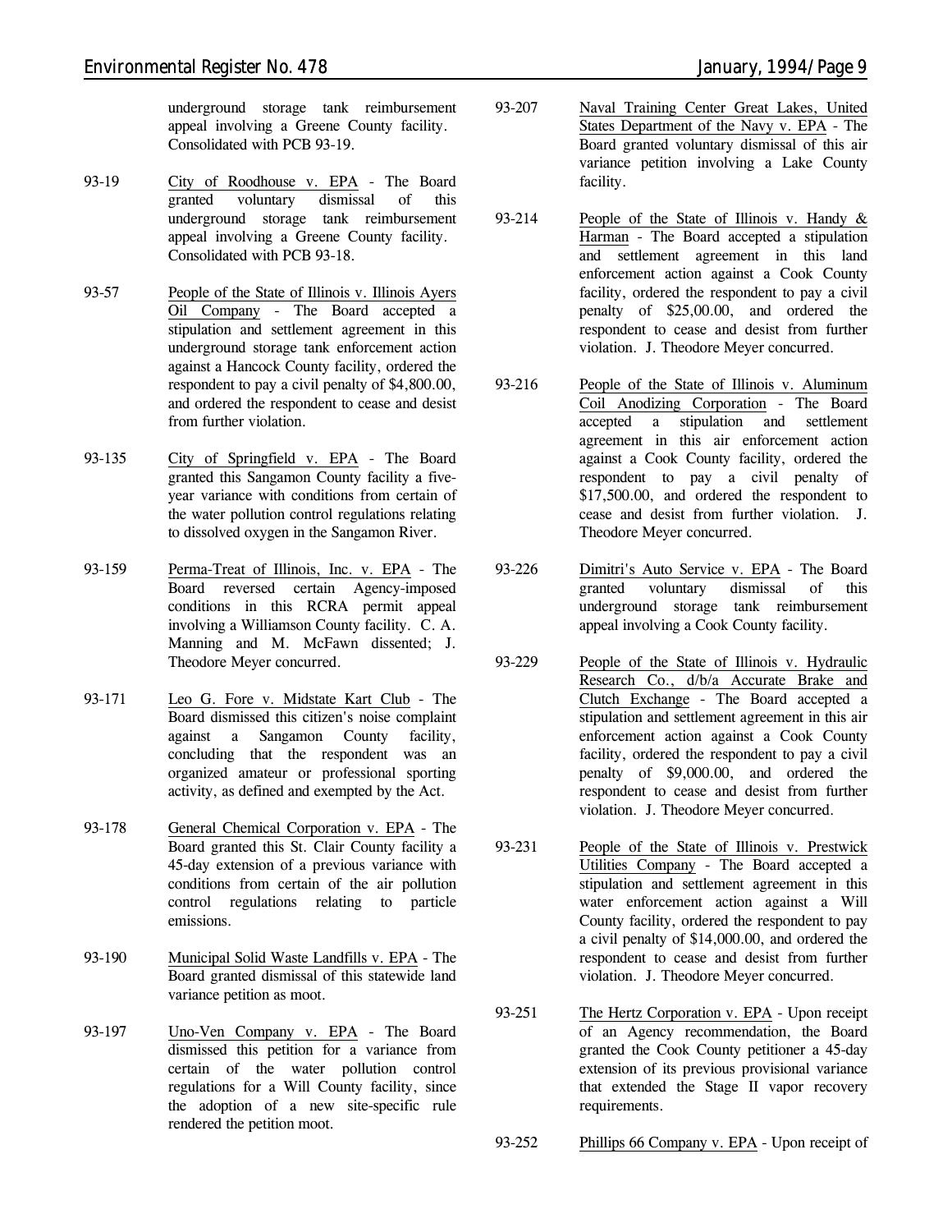underground storage tank reimbursement appeal involving a Greene County facility. Consolidated with PCB 93-19.

93-19 City of Roodhouse v. EPA - The Board granted voluntary dismissal of this underground storage tank reimbursement appeal involving a Greene County facility. Consolidated with PCB 93-18.

93-57 People of the State of Illinois v. Illinois Ayers Oil Company - The Board accepted a stipulation and settlement agreement in this underground storage tank enforcement action against a Hancock County facility, ordered the respondent to pay a civil penalty of $4,800.00, and ordered the respondent to cease and desist from further violation.

93-135 City of Springfield v. EPA - The Board granted this Sangamon County facility a five-year variance with conditions from certain of the water pollution control regulations relating to dissolved oxygen in the Sangamon River.

93-159 Perma-Treat of Illinois, Inc. v. EPA - The Board reversed certain Agency-imposed conditions in this RCRA permit appeal involving a Williamson County facility. C. A. Manning and M. McFawn dissented; J. Theodore Meyer concurred.

93-171 Leo G. Fore v. Midstate Kart Club - The Board dismissed this citizen's noise complaint against a Sangamon County facility, concluding that the respondent was an organized amateur or professional sporting activity, as defined and exempted by the Act.

93-178 General Chemical Corporation v. EPA - The Board granted this St. Clair County facility a 45-day extension of a previous variance with conditions from certain of the air pollution control regulations relating to particle emissions.

93-190 Municipal Solid Waste Landfills v. EPA - The Board granted dismissal of this statewide land variance petition as moot.

93-197 Uno-Ven Company v. EPA - The Board dismissed this petition for a variance from certain of the water pollution control regulations for a Will County facility, since the adoption of a new site-specific rule rendered the petition moot.

93-207 Naval Training Center Great Lakes, United States Department of the Navy v. EPA - The Board granted voluntary dismissal of this air variance petition involving a Lake County facility.

93-214 People of the State of Illinois v. Handy & Harman - The Board accepted a stipulation and settlement agreement in this land enforcement action against a Cook County facility, ordered the respondent to pay a civil penalty of $25,00.00, and ordered the respondent to cease and desist from further violation. J. Theodore Meyer concurred.

93-216 People of the State of Illinois v. Aluminum Coil Anodizing Corporation - The Board accepted a stipulation and settlement agreement in this air enforcement action against a Cook County facility, ordered the respondent to pay a civil penalty of $17,500.00, and ordered the respondent to cease and desist from further violation. J. Theodore Meyer concurred.

93-226 Dimitri's Auto Service v. EPA - The Board granted voluntary dismissal of this underground storage tank reimbursement appeal involving a Cook County facility.

93-229 People of the State of Illinois v. Hydraulic Research Co., d/b/a Accurate Brake and Clutch Exchange - The Board accepted a stipulation and settlement agreement in this air enforcement action against a Cook County facility, ordered the respondent to pay a civil penalty of $9,000.00, and ordered the respondent to cease and desist from further violation. J. Theodore Meyer concurred.

93-231 People of the State of Illinois v. Prestwick Utilities Company - The Board accepted a stipulation and settlement agreement in this water enforcement action against a Will County facility, ordered the respondent to pay a civil penalty of $14,000.00, and ordered the respondent to cease and desist from further violation. J. Theodore Meyer concurred.

93-251 The Hertz Corporation v. EPA - Upon receipt of an Agency recommendation, the Board granted the Cook County petitioner a 45-day extension of its previous provisional variance that extended the Stage II vapor recovery requirements.

93-252 Phillips 66 Company v. EPA - Upon receipt of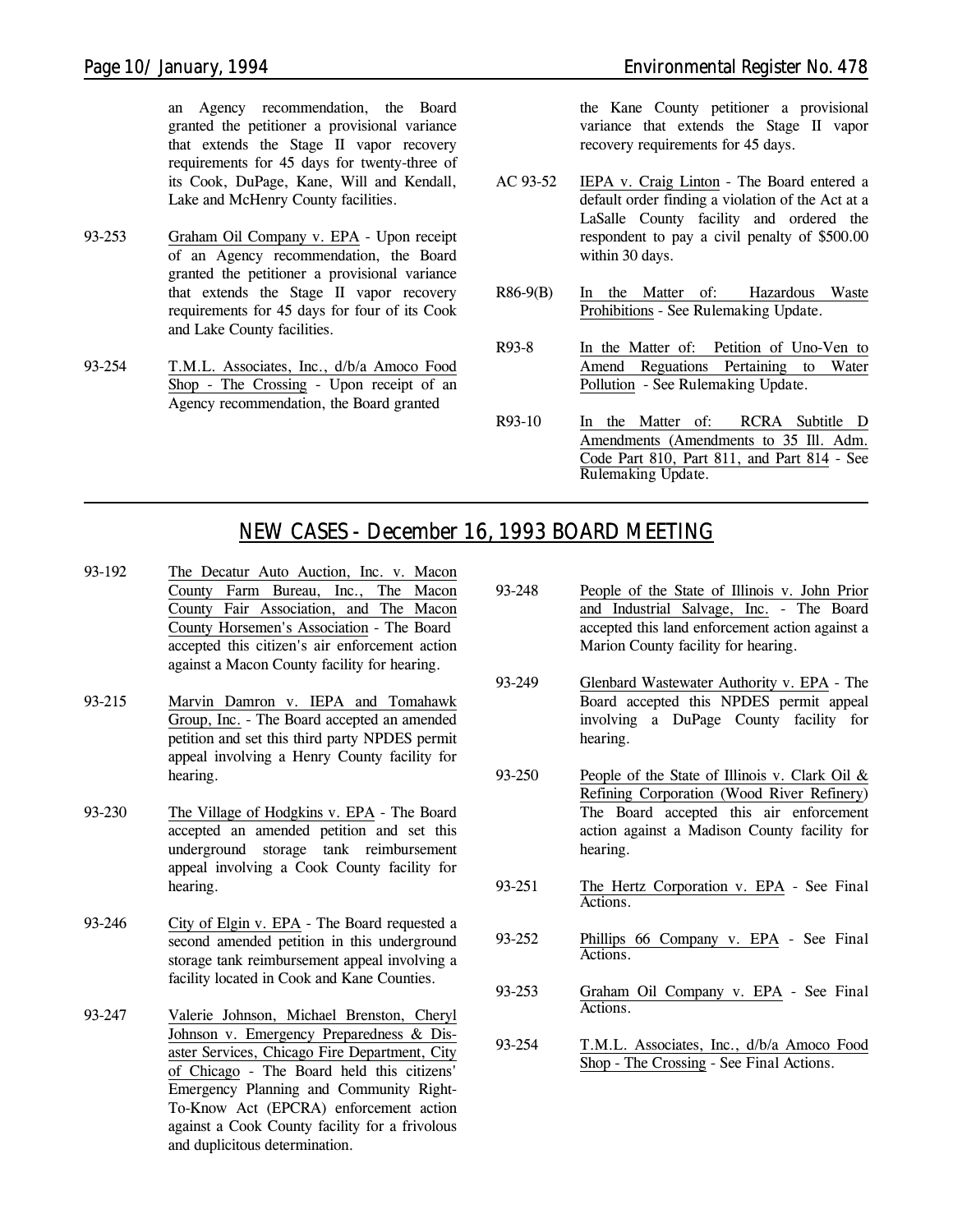an Agency recommendation, the Board granted the petitioner a provisional variance that extends the Stage II vapor recovery requirements for 45 days for twenty-three of its Cook, DuPage, Kane, Will and Kendall, Lake and McHenry County facilities.

93-253 Graham Oil Company v. EPA - Upon receipt of an Agency recommendation, the Board granted the petitioner a provisional variance that extends the Stage II vapor recovery requirements for 45 days for four of its Cook and Lake County facilities.

93-254 T.M.L. Associates, Inc., d/b/a Amoco Food Shop - The Crossing - Upon receipt of an Agency recommendation, the Board granted the Kane County petitioner a provisional variance that extends the Stage II vapor recovery requirements for 45 days.

AC 93-52 IEPA v. Craig Linton - The Board entered a default order finding a violation of the Act at a LaSalle County facility and ordered the respondent to pay a civil penalty of $500.00 within 30 days.

R86-9(B) In the Matter of: Hazardous Waste Prohibitions - See Rulemaking Update.

R93-8 In the Matter of: Petition of Uno-Ven to Amend Reguations Pertaining to Water Pollution - See Rulemaking Update.

R93-10 In the Matter of: RCRA Subtitle D Amendments (Amendments to 35 Ill. Adm. Code Part 810, Part 811, and Part 814 - See Rulemaking Update.

## NEW CASES - December 16, 1993 BOARD MEETING

93-192 The Decatur Auto Auction, Inc. v. Macon County Farm Bureau, Inc., The Macon County Fair Association, and The Macon County Horsemen's Association - The Board accepted this citizen's air enforcement action against a Macon County facility for hearing.

93-215 Marvin Damron v. IEPA and Tomahawk Group, Inc. - The Board accepted an amended petition and set this third party NPDES permit appeal involving a Henry County facility for hearing.

93-230 The Village of Hodgkins v. EPA - The Board accepted an amended petition and set this underground storage tank reimbursement appeal involving a Cook County facility for hearing.

93-246 City of Elgin v. EPA - The Board requested a second amended petition in this underground storage tank reimbursement appeal involving a facility located in Cook and Kane Counties.

93-247 Valerie Johnson, Michael Brenston, Cheryl Johnson v. Emergency Preparedness & Disaster Services, Chicago Fire Department, City of Chicago - The Board held this citizens' Emergency Planning and Community Right-To-Know Act (EPCRA) enforcement action against a Cook County facility for a frivolous and duplicitous determination.

93-248 People of the State of Illinois v. John Prior and Industrial Salvage, Inc. - The Board accepted this land enforcement action against a Marion County facility for hearing.

93-249 Glenbard Wastewater Authority v. EPA - The Board accepted this NPDES permit appeal involving a DuPage County facility for hearing.

93-250 People of the State of Illinois v. Clark Oil & Refining Corporation (Wood River Refinery) The Board accepted this air enforcement action against a Madison County facility for hearing.

93-251 The Hertz Corporation v. EPA - See Final Actions.

93-252 Phillips 66 Company v. EPA - See Final Actions.

93-253 Graham Oil Company v. EPA - See Final Actions.

93-254 T.M.L. Associates, Inc., d/b/a Amoco Food Shop - The Crossing - See Final Actions.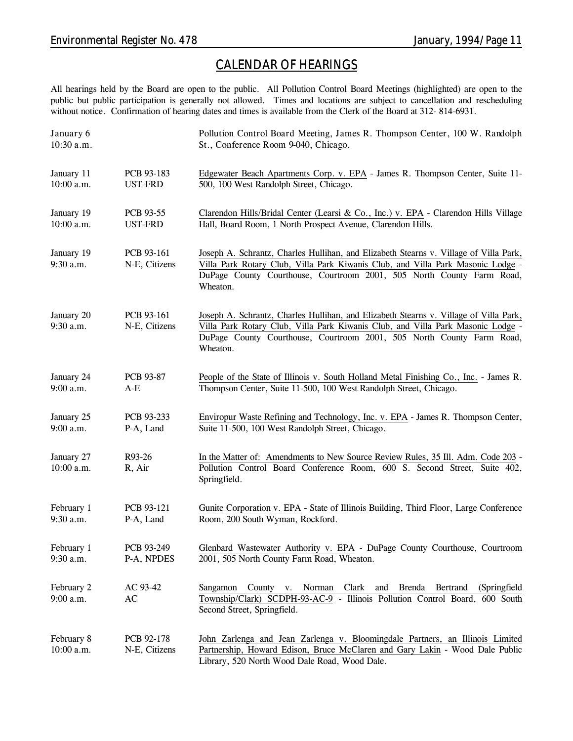## CALENDAR OF HEARINGS

All hearings held by the Board are open to the public. All Pollution Control Board Meetings (highlighted) are open to the public but public participation is generally not allowed. Times and locations are subject to cancellation and rescheduling without notice. Confirmation of hearing dates and times is available from the Clerk of the Board at 312- 814-6931.

| Date/Time | Case | Description |
|---|---|---|
| January 6<br>10:30 a.m. | | Pollution Control Board Meeting, James R. Thompson Center, 100 W. Randolph St., Conference Room 9-040, Chicago. |
| January 11<br>10:00 a.m. | PCB 93-183<br>UST-FRD | Edgewater Beach Apartments Corp. v. EPA - James R. Thompson Center, Suite 11-500, 100 West Randolph Street, Chicago. |
| January 19<br>10:00 a.m. | PCB 93-55<br>UST-FRD | Clarendon Hills/Bridal Center (Learsi & Co., Inc.) v. EPA - Clarendon Hills Village Hall, Board Room, 1 North Prospect Avenue, Clarendon Hills. |
| January 19<br>9:30 a.m. | PCB 93-161<br>N-E, Citizens | Joseph A. Schrantz, Charles Hullihan, and Elizabeth Stearns v. Village of Villa Park, Villa Park Rotary Club, Villa Park Kiwanis Club, and Villa Park Masonic Lodge - DuPage County Courthouse, Courtroom 2001, 505 North County Farm Road, Wheaton. |
| January 20<br>9:30 a.m. | PCB 93-161<br>N-E, Citizens | Joseph A. Schrantz, Charles Hullihan, and Elizabeth Stearns v. Village of Villa Park, Villa Park Rotary Club, Villa Park Kiwanis Club, and Villa Park Masonic Lodge - DuPage County Courthouse, Courtroom 2001, 505 North County Farm Road, Wheaton. |
| January 24<br>9:00 a.m. | PCB 93-87<br>A-E | People of the State of Illinois v. South Holland Metal Finishing Co., Inc. - James R. Thompson Center, Suite 11-500, 100 West Randolph Street, Chicago. |
| January 25<br>9:00 a.m. | PCB 93-233<br>P-A, Land | Enviropur Waste Refining and Technology, Inc. v. EPA - James R. Thompson Center, Suite 11-500, 100 West Randolph Street, Chicago. |
| January 27<br>10:00 a.m. | R93-26<br>R, Air | In the Matter of: Amendments to New Source Review Rules, 35 Ill. Adm. Code 203 - Pollution Control Board Conference Room, 600 S. Second Street, Suite 402, Springfield. |
| February 1<br>9:30 a.m. | PCB 93-121<br>P-A, Land | Gunite Corporation v. EPA - State of Illinois Building, Third Floor, Large Conference Room, 200 South Wyman, Rockford. |
| February 1<br>9:30 a.m. | PCB 93-249<br>P-A, NPDES | Glenbard Wastewater Authority v. EPA - DuPage County Courthouse, Courtroom 2001, 505 North County Farm Road, Wheaton. |
| February 2<br>9:00 a.m. | AC 93-42<br>AC | Sangamon County v. Norman Clark and Brenda Bertrand (Springfield Township/Clark) SCDPH-93-AC-9 - Illinois Pollution Control Board, 600 South Second Street, Springfield. |
| February 8<br>10:00 a.m. | PCB 92-178<br>N-E, Citizens | John Zarlenga and Jean Zarlenga v. Bloomingdale Partners, an Illinois Limited Partnership, Howard Edison, Bruce McClaren and Gary Lakin - Wood Dale Public Library, 520 North Wood Dale Road, Wood Dale. |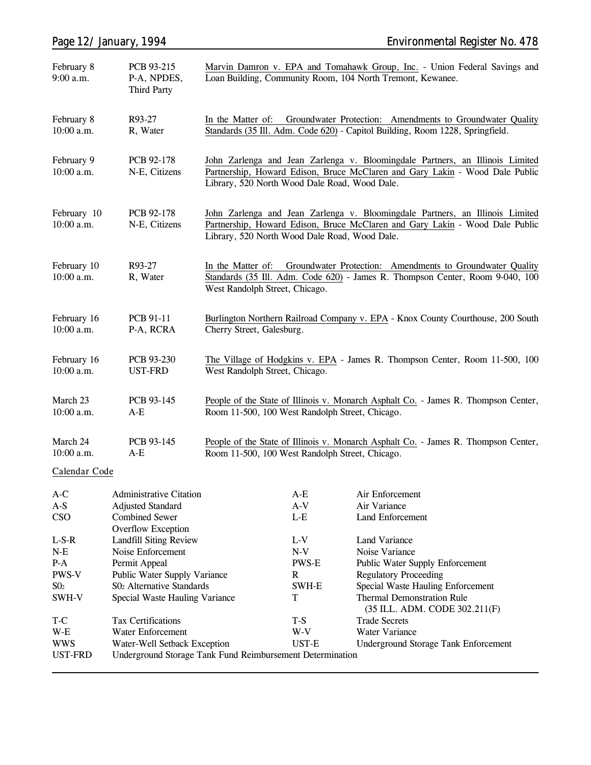| | | |
|---|---|---|
| February 8<br>9:00 a.m. | PCB 93-215<br>P-A, NPDES, Third Party | Marvin Damron v. EPA and Tomahawk Group, Inc. - Union Federal Savings and Loan Building, Community Room, 104 North Tremont, Kewanee. |
| February 8<br>10:00 a.m. | R93-27<br>R, Water | In the Matter of: Groundwater Protection: Amendments to Groundwater Quality Standards (35 Ill. Adm. Code 620) - Capitol Building, Room 1228, Springfield. |
| February 9<br>10:00 a.m. | PCB 92-178<br>N-E, Citizens | John Zarlenga and Jean Zarlenga v. Bloomingdale Partners, an Illinois Limited Partnership, Howard Edison, Bruce McClaren and Gary Lakin - Wood Dale Public Library, 520 North Wood Dale Road, Wood Dale. |
| February 10<br>10:00 a.m. | PCB 92-178<br>N-E, Citizens | John Zarlenga and Jean Zarlenga v. Bloomingdale Partners, an Illinois Limited Partnership, Howard Edison, Bruce McClaren and Gary Lakin - Wood Dale Public Library, 520 North Wood Dale Road, Wood Dale. |
| February 10<br>10:00 a.m. | R93-27<br>R, Water | In the Matter of: Groundwater Protection: Amendments to Groundwater Quality Standards (35 Ill. Adm. Code 620) - James R. Thompson Center, Room 9-040, 100 West Randolph Street, Chicago. |
| February 16<br>10:00 a.m. | PCB 91-11<br>P-A, RCRA | Burlington Northern Railroad Company v. EPA - Knox County Courthouse, 200 South Cherry Street, Galesburg. |
| February 16<br>10:00 a.m. | PCB 93-230<br>UST-FRD | The Village of Hodgkins v. EPA - James R. Thompson Center, Room 11-500, 100 West Randolph Street, Chicago. |
| March 23<br>10:00 a.m. | PCB 93-145<br>A-E | People of the State of Illinois v. Monarch Asphalt Co. - James R. Thompson Center, Room 11-500, 100 West Randolph Street, Chicago. |
| March 24<br>10:00 a.m. | PCB 93-145<br>A-E | People of the State of Illinois v. Monarch Asphalt Co. - James R. Thompson Center, Room 11-500, 100 West Randolph Street, Chicago. |

Calendar Code

| | | | |
|---|---|---|---|
| A-C | Administrative Citation | A-E | Air Enforcement |
| A-S | Adjusted Standard | A-V | Air Variance |
| CSO | Combined Sewer Overflow Exception | L-E | Land Enforcement |
| L-S-R | Landfill Siting Review | L-V | Land Variance |
| N-E | Noise Enforcement | N-V | Noise Variance |
| P-A | Permit Appeal | PWS-E | Public Water Supply Enforcement |
| PWS-V | Public Water Supply Variance | R | Regulatory Proceeding |
| $SO_2$ | $SO_2$ Alternative Standards | SWH-E | Special Waste Hauling Enforcement |
| SWH-V | Special Waste Hauling Variance | T | Thermal Demonstration Rule (35 ILL. ADM. CODE 302.211(F) |
| T-C | Tax Certifications | T-S | Trade Secrets |
| W-E | Water Enforcement | W-V | Water Variance |
| WWS | Water-Well Setback Exception | UST-E | Underground Storage Tank Enforcement |
| UST-FRD | Underground Storage Tank Fund Reimbursement Determination | | |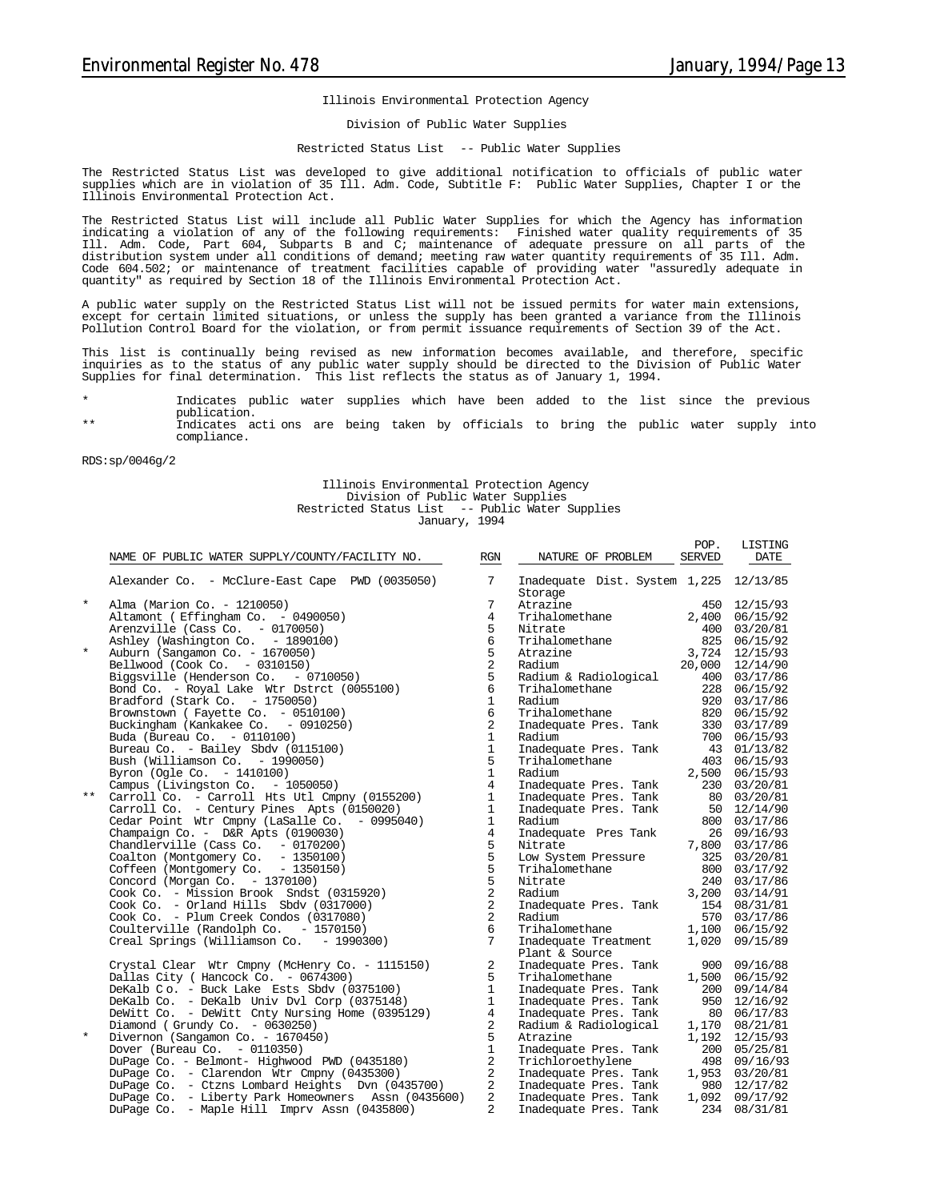Illinois Environmental Protection Agency

Division of Public Water Supplies

Restricted Status List -- Public Water Supplies

The Restricted Status List was developed to give additional notification to officials of public water supplies which are in violation of 35 Ill. Adm. Code, Subtitle F: Public Water Supplies, Chapter I or the Illinois Environmental Protection Act.

The Restricted Status List will include all Public Water Supplies for which the Agency has information indicating a violation of any of the following requirements: Finished water quality requirements of 35 Ill. Adm. Code, Part 604, Subparts B and C; maintenance of adequate pressure on all parts of the distribution system under all conditions of demand; meeting raw water quantity requirements of 35 Ill. Adm. Code 604.502; or maintenance of treatment facilities capable of providing water "assuredly adequate in quantity" as required by Section 18 of the Illinois Environmental Protection Act.

A public water supply on the Restricted Status List will not be issued permits for water main extensions, except for certain limited situations, or unless the supply has been granted a variance from the Illinois Pollution Control Board for the violation, or from permit issuance requirements of Section 39 of the Act.

This list is continually being revised as new information becomes available, and therefore, specific inquiries as to the status of any public water supply should be directed to the Division of Public Water Supplies for final determination. This list reflects the status as of January 1, 1994.

\* Indicates public water supplies which have been added to the list since the previous publication.

\*\* Indicates acti ons are being taken by officials to bring the public water supply into compliance.

RDS:sp/0046g/2

Illinois Environmental Protection Agency
Division of Public Water Supplies
Restricted Status List -- Public Water Supplies
January, 1994

| | NAME OF PUBLIC WATER SUPPLY/COUNTY/FACILITY NO. | RGN | NATURE OF PROBLEM | POP. SERVED | LISTING DATE |
|---|---|---|---|---|---|
| | Alexander Co. - McClure-East Cape PWD (0035050) | 7 | Inadequate Dist. System Storage | 1,225 | 12/13/85 |
| * | Alma (Marion Co. - 1210050) | 7 | Atrazine | 450 | 12/15/93 |
| | Altamont ( Effingham Co. - 0490050) | 4 | Trihalomethane | 2,400 | 06/15/92 |
| | Arenzville (Cass Co. - 0170050) | 5 | Nitrate | 400 | 03/20/81 |
| | Ashley (Washington Co. - 1890100) | 6 | Trihalomethane | 825 | 06/15/92 |
| * | Auburn (Sangamon Co. - 1670050) | 5 | Atrazine | 3,724 | 12/15/93 |
| | Bellwood (Cook Co. - 0310150) | 2 | Radium | 20,000 | 12/14/90 |
| | Biggsville (Henderson Co. - 0710050) | 5 | Radium & Radiological | 400 | 03/17/86 |
| | Bond Co. - Royal Lake Wtr Dstrct (0055100) | 6 | Trihalomethane | 228 | 06/15/92 |
| | Bradford (Stark Co. - 1750050) | 1 | Radium | 920 | 03/17/86 |
| | Brownstown ( Fayette Co. - 0510100) | 6 | Trihalomethane | 820 | 06/15/92 |
| | Buckingham (Kankakee Co. - 0910250) | 2 | Inadequate Pres. Tank | 330 | 03/17/89 |
| | Buda (Bureau Co. - 0110100) | 1 | Radium | 700 | 06/15/93 |
| | Bureau Co. - Bailey Sbdv (0115100) | 1 | Inadequate Pres. Tank | 43 | 01/13/82 |
| | Bush (Williamson Co. - 1990050) | 5 | Trihalomethane | 403 | 06/15/93 |
| | Byron (Ogle Co. - 1410100) | 1 | Radium | 2,500 | 06/15/93 |
| | Campus (Livingston Co. - 1050050) | 4 | Inadequate Pres. Tank | 230 | 03/20/81 |
| ** | Carroll Co. - Carroll Hts Utl Cmpny (0155200) | 1 | Inadequate Pres. Tank | 80 | 03/20/81 |
| | Carroll Co. - Century Pines Apts (0150020) | 1 | Inadequate Pres. Tank | 50 | 12/14/90 |
| | Cedar Point Wtr Cmpny (LaSalle Co. - 0995040) | 1 | Radium | 800 | 03/17/86 |
| | Champaign Co. - D&R Apts (0190030) | 4 | Inadequate Pres Tank | 26 | 09/16/93 |
| | Chandlerville (Cass Co. - 0170200) | 5 | Nitrate | 7,800 | 03/17/86 |
| | Coalton (Montgomery Co. - 1350100) | 5 | Low System Pressure | 325 | 03/20/81 |
| | Coffeen (Montgomery Co. - 1350150) | 5 | Trihalomethane | 800 | 03/17/92 |
| | Concord (Morgan Co. - 1370100) | 5 | Nitrate | 240 | 03/17/86 |
| | Cook Co. - Mission Brook Sndst (0315920) | 2 | Radium | 3,200 | 03/14/91 |
| | Cook Co. - Orland Hills Sbdv (0317000) | 2 | Inadequate Pres. Tank | 154 | 08/31/81 |
| | Cook Co. - Plum Creek Condos (0317080) | 2 | Radium | 570 | 03/17/86 |
| | Coulterville (Randolph Co. - 1570150) | 6 | Trihalomethane | 1,100 | 06/15/92 |
| | Creal Springs (Williamson Co. - 1990300) | 7 | Inadequate Treatment Plant & Source | 1,020 | 09/15/89 |
| | Crystal Clear Wtr Cmpny (McHenry Co. - 1115150) | 2 | Inadequate Pres. Tank | 900 | 09/16/88 |
| | Dallas City ( Hancock Co. - 0674300) | 5 | Trihalomethane | 1,500 | 06/15/92 |
| | DeKalb C o. - Buck Lake Ests Sbdv (0375100) | 1 | Inadequate Pres. Tank | 200 | 09/14/84 |
| | DeKalb Co. - DeKalb Univ Dvl Corp (0375148) | 1 | Inadequate Pres. Tank | 950 | 12/16/92 |
| | DeWitt Co. - DeWitt Cnty Nursing Home (0395129) | 4 | Inadequate Pres. Tank | 80 | 06/17/83 |
| | Diamond ( Grundy Co. - 0630250) | 2 | Radium & Radiological | 1,170 | 08/21/81 |
| * | Divernon (Sangamon Co. - 1670450) | 5 | Atrazine | 1,192 | 12/15/93 |
| | Dover (Bureau Co. - 0110350) | 1 | Inadequate Pres. Tank | 200 | 05/25/81 |
| | DuPage Co. - Belmont- Highwood PWD (0435180) | 2 | Trichloroethylene | 498 | 09/16/93 |
| | DuPage Co. - Clarendon Wtr Cmpny (0435300) | 2 | Inadequate Pres. Tank | 1,953 | 03/20/81 |
| | DuPage Co. - Ctzns Lombard Heights Dvn (0435700) | 2 | Inadequate Pres. Tank | 980 | 12/17/82 |
| | DuPage Co. - Liberty Park Homeowners Assn (0435600) | 2 | Inadequate Pres. Tank | 1,092 | 09/17/92 |
| | DuPage Co. - Maple Hill Imprv Assn (0435800) | 2 | Inadequate Pres. Tank | 234 | 08/31/81 |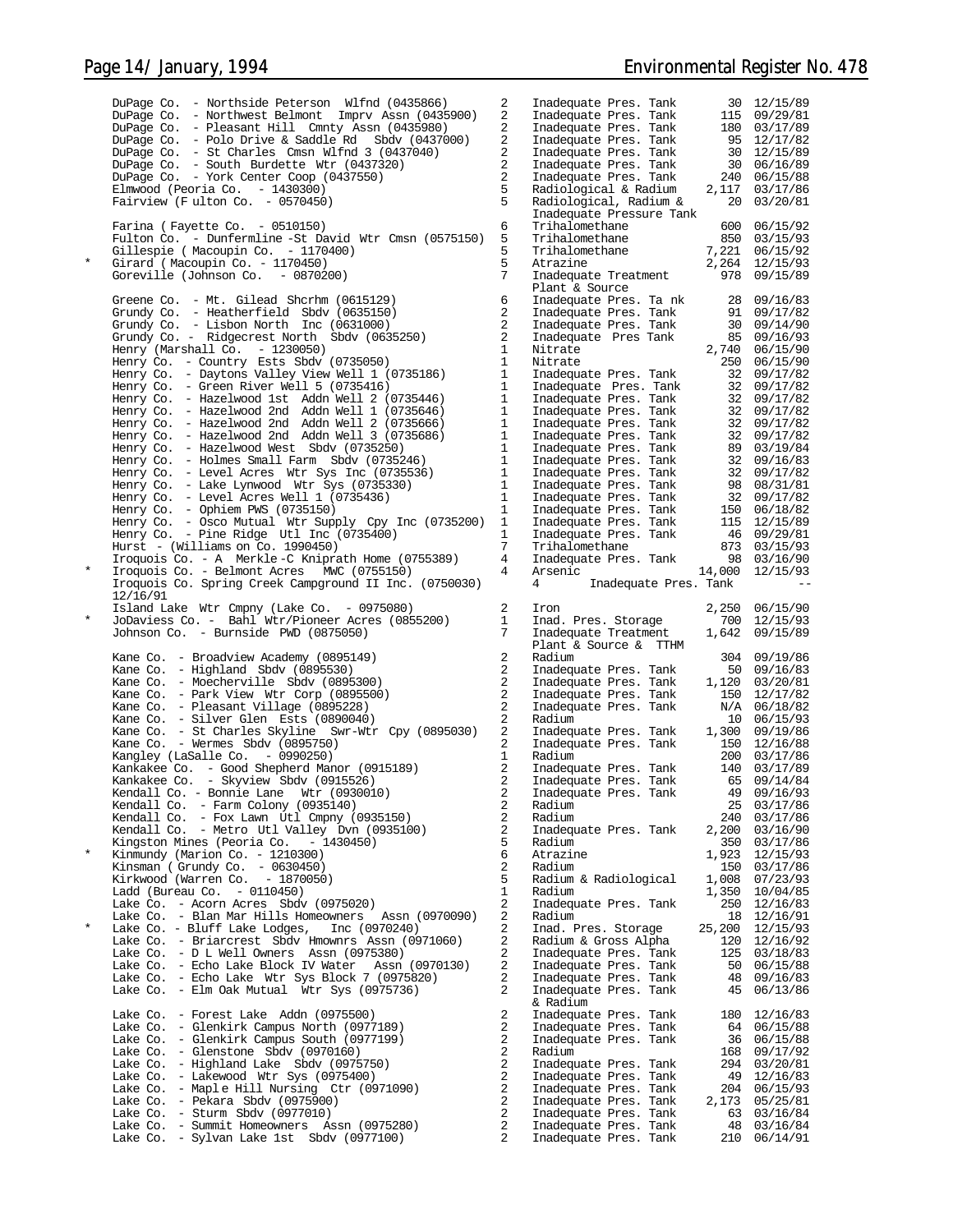| | Facility | Region | Violation | Population | Date |
|---|---|---|---|---|---|
| | DuPage Co. - Northside Peterson Wlfnd (0435866) | 2 | Inadequate Pres. Tank | 30 | 12/15/89 |
| | DuPage Co. - Northwest Belmont Imprv Assn (0435900) | 2 | Inadequate Pres. Tank | 115 | 09/29/81 |
| | DuPage Co. - Pleasant Hill Cmnty Assn (0435980) | 2 | Inadequate Pres. Tank | 180 | 03/17/89 |
| | DuPage Co. - Polo Drive & Saddle Rd Sbdv (0437000) | 2 | Inadequate Pres. Tank | 95 | 12/17/82 |
| | DuPage Co. - St Charles Cmsn Wlfnd 3 (0437040) | 2 | Inadequate Pres. Tank | 30 | 12/15/89 |
| | DuPage Co. - South Burdette Wtr (0437320) | 2 | Inadequate Pres. Tank | 30 | 06/16/89 |
| | DuPage Co. - York Center Coop (0437550) | 2 | Inadequate Pres. Tank | 240 | 06/15/88 |
| | Elmwood (Peoria Co. - 1430300) | 5 | Radiological & Radium | 2,117 | 03/17/86 |
| | Fairview (F ulton Co. - 0570450) | 5 | Radiological, Radium & Inadequate Pressure Tank | 20 | 03/20/81 |
| | Farina ( Fayette Co. - 0510150) | 6 | Trihalomethane | 600 | 06/15/92 |
| | Fulton Co. - Dunfermline -St David Wtr Cmsn (0575150) | 5 | Trihalomethane | 850 | 03/15/93 |
| | Gillespie ( Macoupin Co. - 1170400) | 5 | Trihalomethane | 7,221 | 06/15/92 |
| * | Girard ( Macoupin Co. - 1170450) | 5 | Atrazine | 2,264 | 12/15/93 |
| | Goreville (Johnson Co. - 0870200) | 7 | Inadequate Treatment Plant & Source | 978 | 09/15/89 |
| | Greene Co. - Mt. Gilead Shcrhm (0615129) | 6 | Inadequate Pres. Ta nk | 28 | 09/16/83 |
| | Grundy Co. - Heatherfield Sbdv (0635150) | 2 | Inadequate Pres. Tank | 91 | 09/17/82 |
| | Grundy Co. - Lisbon North Inc (0631000) | 2 | Inadequate Pres. Tank | 30 | 09/14/90 |
| | Grundy Co. - Ridgecrest North Sbdv (0635250) | 2 | Inadequate Pres Tank | 85 | 09/16/93 |
| | Henry (Marshall Co. - 1230050) | 1 | Nitrate | 2,740 | 06/15/90 |
| | Henry Co. - Country Ests Sbdv (0735050) | 1 | Nitrate | 250 | 06/15/90 |
| | Henry Co. - Daytons Valley View Well 1 (0735186) | 1 | Inadequate Pres. Tank | 32 | 09/17/82 |
| | Henry Co. - Green River Well 5 (0735416) | 1 | Inadequate Pres. Tank | 32 | 09/17/82 |
| | Henry Co. - Hazelwood 1st Addn Well 2 (0735446) | 1 | Inadequate Pres. Tank | 32 | 09/17/82 |
| | Henry Co. - Hazelwood 2nd Addn Well 1 (0735646) | 1 | Inadequate Pres. Tank | 32 | 09/17/82 |
| | Henry Co. - Hazelwood 2nd Addn Well 2 (0735666) | 1 | Inadequate Pres. Tank | 32 | 09/17/82 |
| | Henry Co. - Hazelwood 2nd Addn Well 3 (0735686) | 1 | Inadequate Pres. Tank | 32 | 09/17/82 |
| | Henry Co. - Hazelwood West Sbdv (0735250) | 1 | Inadequate Pres. Tank | 89 | 03/19/84 |
| | Henry Co. - Holmes Small Farm Sbdv (0735246) | 1 | Inadequate Pres. Tank | 32 | 09/16/83 |
| | Henry Co. - Level Acres Wtr Sys Inc (0735536) | 1 | Inadequate Pres. Tank | 32 | 09/17/82 |
| | Henry Co. - Lake Lynwood Wtr Sys (0735330) | 1 | Inadequate Pres. Tank | 98 | 08/31/81 |
| | Henry Co. - Level Acres Well 1 (0735436) | 1 | Inadequate Pres. Tank | 32 | 09/17/82 |
| | Henry Co. - Ophiem PWS (0735150) | 1 | Inadequate Pres. Tank | 150 | 06/18/82 |
| | Henry Co. - Osco Mutual Wtr Supply Cpy Inc (0735200) | 1 | Inadequate Pres. Tank | 115 | 12/15/89 |
| | Henry Co. - Pine Ridge Utl Inc (0735400) | 1 | Inadequate Pres. Tank | 46 | 09/29/81 |
| | Hurst - (Williams on Co. 1990450) | 7 | Trihalomethane | 873 | 03/15/93 |
| | Iroquois Co. - A Merkle-C Kniprath Home (0755389) | 4 | Inadequate Pres. Tank | 98 | 03/16/90 |
| * | Iroquois Co. - Belmont Acres MWC (0755150) | 4 | Arsenic | 14,000 | 12/15/93 |
| | Iroquois Co. Spring Creek Campground II Inc. (0750030) 12/16/91 | 4 | Inadequate Pres. Tank | -- | |
| | Island Lake Wtr Cmpny (Lake Co. - 0975080) | 2 | Iron | 2,250 | 06/15/90 |
| * | JoDaviess Co. - Bahl Wtr/Pioneer Acres (0855200) | 1 | Inad. Pres. Storage | 700 | 12/15/93 |
| | Johnson Co. - Burnside PWD (0875050) | 7 | Inadequate Treatment Plant & Source & TTHM | 1,642 | 09/15/89 |
| | Kane Co. - Broadview Academy (0895149) | 2 | Radium | 304 | 09/19/86 |
| | Kane Co. - Highland Sbdv (0895530) | 2 | Inadequate Pres. Tank | 50 | 09/16/83 |
| | Kane Co. - Moecherville Sbdv (0895300) | 2 | Inadequate Pres. Tank | 1,120 | 03/20/81 |
| | Kane Co. - Park View Wtr Corp (0895500) | 2 | Inadequate Pres. Tank | 150 | 12/17/82 |
| | Kane Co. - Pleasant Village (0895228) | 2 | Inadequate Pres. Tank | N/A | 06/18/82 |
| | Kane Co. - Silver Glen Ests (0890040) | 2 | Radium | 10 | 06/15/93 |
| | Kane Co. - St Charles Skyline Swr-Wtr Cpy (0895030) | 2 | Inadequate Pres. Tank | 1,300 | 09/19/86 |
| | Kane Co. - Wermes Sbdv (0895750) | 2 | Inadequate Pres. Tank | 150 | 12/16/88 |
| | Kangley (LaSalle Co. - 0990250) | 1 | Radium | 200 | 03/17/86 |
| | Kankakee Co. - Good Shepherd Manor (0915189) | 2 | Inadequate Pres. Tank | 140 | 03/17/89 |
| | Kankakee Co. - Skyview Sbdv (0915526) | 2 | Inadequate Pres. Tank | 65 | 09/14/84 |
| | Kendall Co. - Bonnie Lane Wtr (0930010) | 2 | Inadequate Pres. Tank | 49 | 09/16/93 |
| | Kendall Co. - Farm Colony (0935140) | 2 | Radium | 25 | 03/17/86 |
| | Kendall Co. - Fox Lawn Utl Cmpny (0935150) | 2 | Radium | 240 | 03/17/86 |
| | Kendall Co. - Metro Utl Valley Dvn (0935100) | 2 | Inadequate Pres. Tank | 2,200 | 03/16/90 |
| | Kingston Mines (Peoria Co. - 1430450) | 5 | Radium | 350 | 03/17/86 |
| * | Kinmundy (Marion Co. - 1210300) | 6 | Atrazine | 1,923 | 12/15/93 |
| | Kinsman ( Grundy Co. - 0630450) | 2 | Radium | 150 | 03/17/86 |
| | Kirkwood (Warren Co. - 1870050) | 5 | Radium & Radiological | 1,008 | 07/23/93 |
| | Ladd (Bureau Co. - 0110450) | 1 | Radium | 1,350 | 10/04/85 |
| | Lake Co. - Acorn Acres Sbdv (0975020) | 2 | Inadequate Pres. Tank | 250 | 12/16/83 |
| | Lake Co. - Blan Mar Hills Homeowners Assn (0970090) | 2 | Radium | 18 | 12/16/91 |
| * | Lake Co. - Bluff Lake Lodges, Inc (0970240) | 2 | Inad. Pres. Storage | 25,200 | 12/15/93 |
| | Lake Co. - Briarcrest Sbdv Hmownrs Assn (0971060) | 2 | Radium & Gross Alpha | 120 | 12/16/92 |
| | Lake Co. - D L Well Owners Assn (0975380) | 2 | Inadequate Pres. Tank | 125 | 03/18/83 |
| | Lake Co. - Echo Lake Block IV Water Assn (0970130) | 2 | Inadequate Pres. Tank | 50 | 06/15/88 |
| | Lake Co. - Echo Lake Wtr Sys Block 7 (0975820) | 2 | Inadequate Pres. Tank | 48 | 09/16/83 |
| | Lake Co. - Elm Oak Mutual Wtr Sys (0975736) | 2 | Inadequate Pres. Tank & Radium | 45 | 06/13/86 |
| | Lake Co. - Forest Lake Addn (0975500) | 2 | Inadequate Pres. Tank | 180 | 12/16/83 |
| | Lake Co. - Glenkirk Campus North (0977189) | 2 | Inadequate Pres. Tank | 64 | 06/15/88 |
| | Lake Co. - Glenkirk Campus South (0977199) | 2 | Inadequate Pres. Tank | 36 | 06/15/88 |
| | Lake Co. - Glenstone Sbdv (0970160) | 2 | Radium | 168 | 09/17/92 |
| | Lake Co. - Highland Lake Sbdv (0975750) | 2 | Inadequate Pres. Tank | 294 | 03/20/81 |
| | Lake Co. - Lakewood Wtr Sys (0975400) | 2 | Inadequate Pres. Tank | 49 | 12/16/83 |
| | Lake Co. - Maple Hill Nursing Ctr (0971090) | 2 | Inadequate Pres. Tank | 204 | 06/15/93 |
| | Lake Co. - Pekara Sbdv (0975900) | 2 | Inadequate Pres. Tank | 2,173 | 05/25/81 |
| | Lake Co. - Sturm Sbdv (0977010) | 2 | Inadequate Pres. Tank | 63 | 03/16/84 |
| | Lake Co. - Summit Homeowners Assn (0975280) | 2 | Inadequate Pres. Tank | 48 | 03/16/84 |
| | Lake Co. - Sylvan Lake 1st Sbdv (0977100) | 2 | Inadequate Pres. Tank | 210 | 06/14/91 |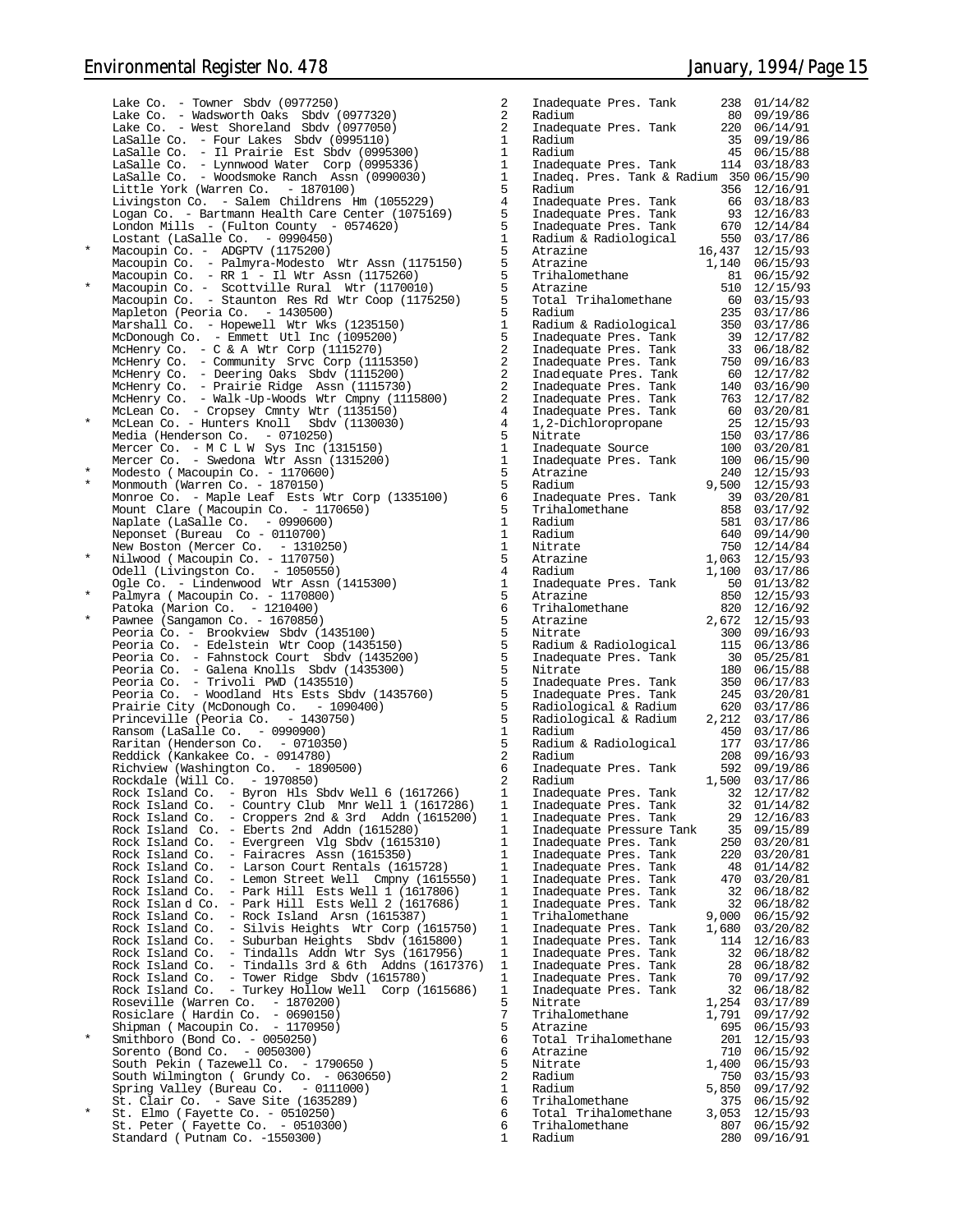| | | | | | |
|---|---|---|---|---|---|
| | Lake Co. - Towner Sbdv (0977250) | 2 | Inadequate Pres. Tank | 238 | 01/14/82 |
| | Lake Co. - Wadsworth Oaks Sbdv (0977320) | 2 | Radium | 80 | 09/19/86 |
| | Lake Co. - West Shoreland Sbdv (0977050) | 2 | Inadequate Pres. Tank | 220 | 06/14/91 |
| | LaSalle Co. - Four Lakes Sbdv (0995110) | 1 | Radium | 35 | 09/19/86 |
| | LaSalle Co. - Il Prairie Est Sbdv (0995300) | 1 | Radium | 45 | 06/15/88 |
| | LaSalle Co. - Lynnwood Water Corp (0995336) | 1 | Inadequate Pres. Tank | 114 | 03/18/83 |
| | LaSalle Co. - Woodsmoke Ranch Assn (0990030) | 1 | Inadeq. Pres. Tank & Radium | 350 | 06/15/90 |
| | Little York (Warren Co. - 1870100) | 5 | Radium | 356 | 12/16/91 |
| | Livingston Co. - Salem Childrens Hm (1055229) | 4 | Inadequate Pres. Tank | 66 | 03/18/83 |
| | Logan Co. - Bartmann Health Care Center (1075169) | 5 | Inadequate Pres. Tank | 93 | 12/16/83 |
| | London Mills - (Fulton County - 0574620) | 5 | Inadequate Pres. Tank | 670 | 12/14/84 |
| | Lostant (LaSalle Co. - 0990450) | 1 | Radium & Radiological | 550 | 03/17/86 |
| * | Macoupin Co. - ADGPTV (1175200) | 5 | Atrazine | 16,437 | 12/15/93 |
| | Macoupin Co. - Palmyra-Modesto Wtr Assn (1175150) | 5 | Atrazine | 1,140 | 06/15/93 |
| | Macoupin Co. - RR 1 - Il Wtr Assn (1175260) | 5 | Trihalomethane | 81 | 06/15/92 |
| * | Macoupin Co. - Scottville Rural Wtr (1170010) | 5 | Atrazine | 510 | 12/15/93 |
| | Macoupin Co. - Staunton Res Rd Wtr Coop (1175250) | 5 | Total Trihalomethane | 60 | 03/15/93 |
| | Mapleton (Peoria Co. - 1430500) | 5 | Radium | 235 | 03/17/86 |
| | Marshall Co. - Hopewell Wtr Wks (1235150) | 1 | Radium & Radiological | 350 | 03/17/86 |
| | McDonough Co. - Emmett Utl Inc (1095200) | 5 | Inadequate Pres. Tank | 39 | 12/17/82 |
| | McHenry Co. - C & A Wtr Corp (1115270) | 2 | Inadequate Pres. Tank | 33 | 06/18/82 |
| | McHenry Co. - Community Srvc Corp (1115350) | 2 | Inadequate Pres. Tank | 750 | 09/16/83 |
| | McHenry Co. - Deering Oaks Sbdv (1115200) | 2 | Inadequate Pres. Tank | 60 | 12/17/82 |
| | McHenry Co. - Prairie Ridge Assn (1115730) | 2 | Inadequate Pres. Tank | 140 | 03/16/90 |
| | McHenry Co. - Walk-Up-Woods Wtr Cmpny (1115800) | 2 | Inadequate Pres. Tank | 763 | 12/17/82 |
| | McLean Co. - Cropsey Cmnty Wtr (1135150) | 4 | Inadequate Pres. Tank | 60 | 03/20/81 |
| * | McLean Co. - Hunters Knoll Sbdv (1130030) | 4 | 1,2-Dichloropropane | 25 | 12/15/93 |
| | Media (Henderson Co. - 0710250) | 5 | Nitrate | 150 | 03/17/86 |
| | Mercer Co. - M C L W Sys Inc (1315150) | 1 | Inadequate Source | 100 | 03/20/81 |
| | Mercer Co. - Swedona Wtr Assn (1315200) | 1 | Inadequate Pres. Tank | 100 | 06/15/90 |
| * | Modesto ( Macoupin Co. - 1170600) | 5 | Atrazine | 240 | 12/15/93 |
| * | Monmouth (Warren Co. - 1870150) | 5 | Radium | 9,500 | 12/15/93 |
| | Monroe Co. - Maple Leaf Ests Wtr Corp (1335100) | 6 | Inadequate Pres. Tank | 39 | 03/20/81 |
| | Mount Clare ( Macoupin Co. - 1170650) | 5 | Trihalomethane | 858 | 03/17/92 |
| | Naplate (LaSalle Co. - 0990600) | 1 | Radium | 581 | 03/17/86 |
| | Neponset (Bureau Co - 0110700) | 1 | Radium | 640 | 09/14/90 |
| | New Boston (Mercer Co. - 1310250) | 1 | Nitrate | 750 | 12/14/84 |
| * | Nilwood ( Macoupin Co. - 1170750) | 5 | Atrazine | 1,063 | 12/15/93 |
| | Odell (Livingston Co. - 1050550) | 4 | Radium | 1,100 | 03/17/86 |
| | Ogle Co. - Lindenwood Wtr Assn (1415300) | 1 | Inadequate Pres. Tank | 50 | 01/13/82 |
| * | Palmyra ( Macoupin Co. - 1170800) | 5 | Atrazine | 850 | 12/15/93 |
| | Patoka (Marion Co. - 1210400) | 6 | Trihalomethane | 820 | 12/16/92 |
| * | Pawnee (Sangamon Co. - 1670850) | 5 | Atrazine | 2,672 | 12/15/93 |
| | Peoria Co. - Brookview Sbdv (1435100) | 5 | Nitrate | 300 | 09/16/93 |
| | Peoria Co. - Edelstein Wtr Coop (1435150) | 5 | Radium & Radiological | 115 | 06/13/86 |
| | Peoria Co. - Fahnstock Court Sbdv (1435200) | 5 | Inadequate Pres. Tank | 30 | 05/25/81 |
| | Peoria Co. - Galena Knolls Sbdv (1435300) | 5 | Nitrate | 180 | 06/15/88 |
| | Peoria Co. - Trivoli PWD (1435510) | 5 | Inadequate Pres. Tank | 350 | 06/17/83 |
| | Peoria Co. - Woodland Hts Ests Sbdv (1435760) | 5 | Inadequate Pres. Tank | 245 | 03/20/81 |
| | Prairie City (McDonough Co. - 1090400) | 5 | Radiological & Radium | 620 | 03/17/86 |
| | Princeville (Peoria Co. - 1430750) | 5 | Radiological & Radium | 2,212 | 03/17/86 |
| | Ransom (LaSalle Co. - 0990900) | 1 | Radium | 450 | 03/17/86 |
| | Raritan (Henderson Co. - 0710350) | 5 | Radium & Radiological | 177 | 03/17/86 |
| | Reddick (Kankakee Co. - 0914780) | 2 | Radium | 208 | 09/16/93 |
| | Richview (Washington Co. - 1890500) | 6 | Inadequate Pres. Tank | 592 | 09/19/86 |
| | Rockdale (Will Co. - 1970850) | 2 | Radium | 1,500 | 03/17/86 |
| | Rock Island Co. - Byron Hls Sbdv Well 6 (1617266) | 1 | Inadequate Pres. Tank | 32 | 12/17/82 |
| | Rock Island Co. - Country Club Mnr Well 1 (1617286) | 1 | Inadequate Pres. Tank | 32 | 01/14/82 |
| | Rock Island Co. - Croppers 2nd & 3rd Addn (1615200) | 1 | Inadequate Pres. Tank | 29 | 12/16/83 |
| | Rock Island Co. - Eberts 2nd Addn (1615280) | 1 | Inadequate Pressure Tank | 35 | 09/15/89 |
| | Rock Island Co. - Evergreen Vlg Sbdv (1615310) | 1 | Inadequate Pres. Tank | 250 | 03/20/81 |
| | Rock Island Co. - Fairacres Assn (1615350) | 1 | Inadequate Pres. Tank | 220 | 03/20/81 |
| | Rock Island Co. - Larson Court Rentals (1615728) | 1 | Inadequate Pres. Tank | 48 | 01/14/82 |
| | Rock Island Co. - Lemon Street Well Cmpny (1615550) | 1 | Inadequate Pres. Tank | 470 | 03/20/81 |
| | Rock Island Co. - Park Hill Ests Well 1 (1617806) | 1 | Inadequate Pres. Tank | 32 | 06/18/82 |
| | Rock Island Co. - Park Hill Ests Well 2 (1617686) | 1 | Inadequate Pres. Tank | 32 | 06/18/82 |
| | Rock Island Co. - Rock Island Arsn (1615387) | 1 | Trihalomethane | 9,000 | 06/15/92 |
| | Rock Island Co. - Silvis Heights Wtr Corp (1615750) | 1 | Inadequate Pres. Tank | 1,680 | 03/20/82 |
| | Rock Island Co. - Suburban Heights Sbdv (1615800) | 1 | Inadequate Pres. Tank | 114 | 12/16/83 |
| | Rock Island Co. - Tindalls Addn Wtr Sys (1617956) | 1 | Inadequate Pres. Tank | 32 | 06/18/82 |
| | Rock Island Co. - Tindalls 3rd & 6th Addns (1617376) | 1 | Inadequate Pres. Tank | 28 | 06/18/82 |
| | Rock Island Co. - Tower Ridge Sbdv (1615780) | 1 | Inadequate Pres. Tank | 70 | 09/17/92 |
| | Rock Island Co. - Turkey Hollow Well Corp (1615686) | 1 | Inadequate Pres. Tank | 32 | 06/18/82 |
| | Roseville (Warren Co. - 1870200) | 5 | Nitrate | 1,254 | 03/17/89 |
| | Rosiclare ( Hardin Co. - 0690150) | 7 | Trihalomethane | 1,791 | 09/17/92 |
| | Shipman ( Macoupin Co. - 1170950) | 5 | Atrazine | 695 | 06/15/93 |
| * | Smithboro (Bond Co. - 0050250) | 6 | Total Trihalomethane | 201 | 12/15/93 |
| | Sorento (Bond Co. - 0050300) | 6 | Atrazine | 710 | 06/15/92 |
| | South Pekin ( Tazewell Co. - 1790650 ) | 5 | Nitrate | 1,400 | 06/15/93 |
| | South Wilmington ( Grundy Co. - 0630650) | 2 | Radium | 750 | 03/15/93 |
| | Spring Valley (Bureau Co. - 0111000) | 1 | Radium | 5,850 | 09/17/92 |
| | St. Clair Co. - Save Site (1635289) | 6 | Trihalomethane | 375 | 06/15/92 |
| * | St. Elmo ( Fayette Co. - 0510250) | 6 | Total Trihalomethane | 3,053 | 12/15/93 |
| | St. Peter ( Fayette Co. - 0510300) | 6 | Trihalomethane | 807 | 06/15/92 |
| | Standard ( Putnam Co. -1550300) | 1 | Radium | 280 | 09/16/91 |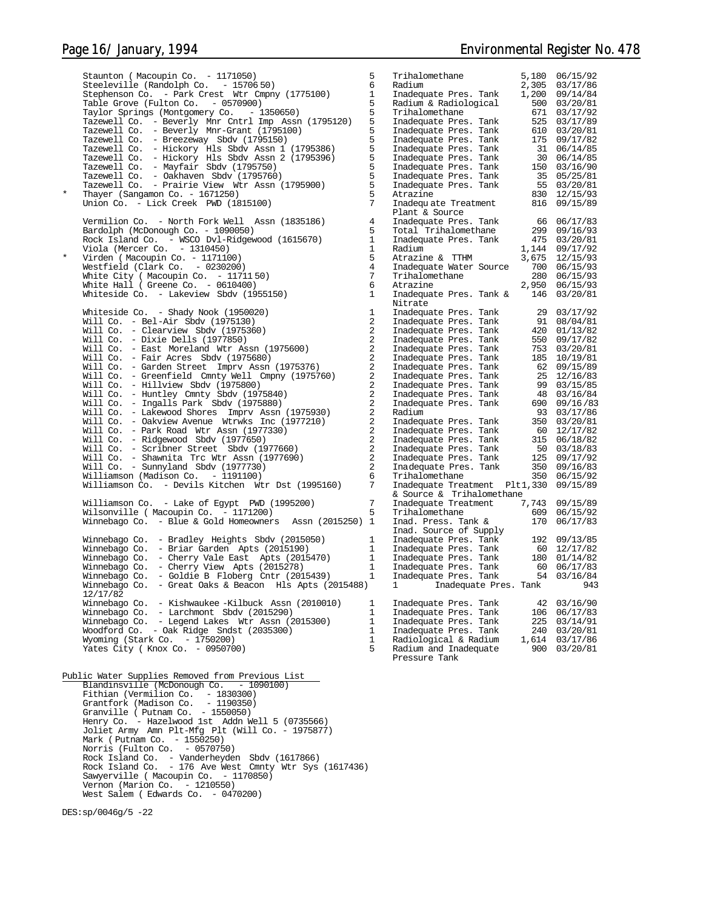| | Facility | Region | Problem | Population | Date |
|---|---|---|---|---|---|
| | Staunton ( Macoupin Co. - 1171050) | 5 | Trihalomethane | 5,180 | 06/15/92 |
| | Steeleville (Randolph Co. - 15706 50) | 6 | Radium | 2,305 | 03/17/86 |
| | Stephenson Co. - Park Crest Wtr Cmpny (1775100) | 1 | Inadequate Pres. Tank | 1,200 | 09/14/84 |
| | Table Grove (Fulton Co. - 0570900) | 5 | Radium & Radiological | 500 | 03/20/81 |
| | Taylor Springs (Montgomery Co. - 1350650) | 5 | Trihalomethane | 671 | 03/17/92 |
| | Tazewell Co. - Beverly Mnr Cntrl Imp Assn (1795120) | 5 | Inadequate Pres. Tank | 525 | 03/17/89 |
| | Tazewell Co. - Beverly Mnr-Grant (1795100) | 5 | Inadequate Pres. Tank | 610 | 03/20/81 |
| | Tazewell Co. - Breezeway Sbdv (1795150) | 5 | Inadequate Pres. Tank | 175 | 09/17/82 |
| | Tazewell Co. - Hickory Hls Sbdv Assn 1 (1795386) | 5 | Inadequate Pres. Tank | 31 | 06/14/85 |
| | Tazewell Co. - Hickory Hls Sbdv Assn 2 (1795396) | 5 | Inadequate Pres. Tank | 30 | 06/14/85 |
| | Tazewell Co. - Mayfair Sbdv (1795750) | 5 | Inadequate Pres. Tank | 150 | 03/16/90 |
| | Tazewell Co. - Oakhaven Sbdv (1795760) | 5 | Inadequate Pres. Tank | 35 | 05/25/81 |
| | Tazewell Co. - Prairie View Wtr Assn (1795900) | 5 | Inadequate Pres. Tank | 55 | 03/20/81 |
| * | Thayer (Sangamon Co. - 1671250) | 5 | Atrazine | 830 | 12/15/93 |
| | Union Co. - Lick Creek PWD (1815100) | 7 | Inadequ ate Treatment Plant & Source | 816 | 09/15/89 |
| | Vermilion Co. - North Fork Well Assn (1835186) | 4 | Inadequate Pres. Tank | 66 | 06/17/83 |
| | Bardolph (McDonough Co. - 1090050) | 5 | Total Trihalomethane | 299 | 09/16/93 |
| | Rock Island Co. - WSCO Dvl-Ridgewood (1615670) | 1 | Inadequate Pres. Tank | 475 | 03/20/81 |
| | Viola (Mercer Co. - 1310450) | 1 | Radium | 1,144 | 09/17/92 |
| * | Virden ( Macoupin Co. - 1171100) | 5 | Atrazine & TTHM | 3,675 | 12/15/93 |
| | Westfield (Clark Co. - 0230200) | 4 | Inadequate Water Source | 700 | 06/15/93 |
| | White City ( Macoupin Co. - 11711 50) | 7 | Trihalomethane | 280 | 06/15/93 |
| | White Hall ( Greene Co. - 0610400) | 6 | Atrazine | 2,950 | 06/15/93 |
| | Whiteside Co. - Lakeview Sbdv (1955150) | 1 | Inadequate Pres. Tank & Nitrate | 146 | 03/20/81 |
| | Whiteside Co. - Shady Nook (1950020) | 1 | Inadequate Pres. Tank | 29 | 03/17/92 |
| | Will Co. - Bel-Air Sbdv (1975130) | 2 | Inadequate Pres. Tank | 91 | 08/04/81 |
| | Will Co. - Clearview Sbdv (1975360) | 2 | Inadequate Pres. Tank | 420 | 01/13/82 |
| | Will Co. - Dixie Dells (1977850) | 2 | Inadequate Pres. Tank | 550 | 09/17/82 |
| | Will Co. - East Moreland Wtr Assn (1975600) | 2 | Inadequate Pres. Tank | 753 | 03/20/81 |
| | Will Co. - Fair Acres Sbdv (1975680) | 2 | Inadequate Pres. Tank | 185 | 10/19/81 |
| | Will Co. - Garden Street Imprv Assn (1975376) | 2 | Inadequate Pres. Tank | 62 | 09/15/89 |
| | Will Co. - Greenfield Cmnty Well Cmpny (1975760) | 2 | Inadequate Pres. Tank | 25 | 12/16/83 |
| | Will Co. - Hillview Sbdv (1975800) | 2 | Inadequate Pres. Tank | 99 | 03/15/85 |
| | Will Co. - Huntley Cmnty Sbdv (1975840) | 2 | Inadequate Pres. Tank | 48 | 03/16/84 |
| | Will Co. - Ingalls Park Sbdv (1975880) | 2 | Inadequate Pres. Tank | 690 | 09/16 /83 |
| | Will Co. - Lakewood Shores Imprv Assn (1975930) | 2 | Radium | 93 | 03/17/86 |
| | Will Co. - Oakview Avenue Wtrwks Inc (1977210) | 2 | Inadequate Pres. Tank | 350 | 03/20/81 |
| | Will Co. - Park Road Wtr Assn (1977330) | 2 | Inadequate Pres. Tank | 60 | 12/17/82 |
| | Will Co. - Ridgewood Sbdv (1977650) | 2 | Inadequate Pres. Tank | 315 | 06/18/82 |
| | Will Co. - Scribner Street Sbdv (1977660) | 2 | Inadequate Pres. Tank | 50 | 03/18/83 |
| | Will Co. - Shawnita Trc Wtr Assn (1977690) | 2 | Inadequate Pres. Tank | 125 | 09/17/92 |
| | Will Co. - Sunnyland Sbdv (1977730) | 2 | Inadequate Pres. Tank | 350 | 09/16/83 |
| | Williamson (Madison Co. - 1191100) | 6 | Trihalomethane | 350 | 06/15/92 |
| | Williamson Co. - Devils Kitchen Wtr Dst (1995160) | 7 | Inadequate Treatment Plt & Source & Trihalomethane | 1,330 | 09/15/89 |
| | Williamson Co. - Lake of Egypt PWD (1995200) | 7 | Inadequate Treatment | 7,743 | 09/15/89 |
| | Wilsonville ( Macoupin Co. - 1171200) | 5 | Trihalomethane | 609 | 06/15/92 |
| | Winnebago Co. - Blue & Gold Homeowners Assn (2015250) | 1 | Inad. Press. Tank & Inad. Source of Supply | 170 | 06/17/83 |
| | Winnebago Co. - Bradley Heights Sbdv (2015050) | 1 | Inadequate Pres. Tank | 192 | 09/13/85 |
| | Winnebago Co. - Briar Garden Apts (2015190) | 1 | Inadequate Pres. Tank | 60 | 12/17/82 |
| | Winnebago Co. - Cherry Vale East Apts (2015470) | 1 | Inadequate Pres. Tank | 180 | 01/14/82 |
| | Winnebago Co. - Cherry View Apts (2015278) | 1 | Inadequate Pres. Tank | 60 | 06/17/83 |
| | Winnebago Co. - Goldie B Floberg Cntr (2015439) | 1 | Inadequate Pres. Tank | 54 | 03/16/84 |
| | Winnebago Co. - Great Oaks & Beacon Hls Apts (2015488) | 1 | Inadequate Pres. Tank | 943 | 12/17/82 |
| | Winnebago Co. - Kishwaukee -Kilbuck Assn (2010010) | 1 | Inadequate Pres. Tank | 42 | 03/16/90 |
| | Winnebago Co. - Larchmont Sbdv (2015290) | 1 | Inadequate Pres. Tank | 106 | 06/17/83 |
| | Winnebago Co. - Legend Lakes Wtr Assn (2015300) | 1 | Inadequate Pres. Tank | 225 | 03/14/91 |
| | Woodford Co. - Oak Ridge Sndst (2035300) | 1 | Inadequate Pres. Tank | 240 | 03/20/81 |
| | Wyoming (Stark Co. - 1750200) | 1 | Radiological & Radium | 1,614 | 03/17/86 |
| | Yates City ( Knox Co. - 0950700) | 5 | Radium and Inadequate Pressure Tank | 900 | 03/20/81 |

Public Water Supplies Removed from Previous List

- Blandinsville (McDonough Co. - 1090100)
- Fithian (Vermilion Co. - 1830300)
- Grantfork (Madison Co. - 1190350)
- Granville ( Putnam Co. - 1550050)
- Henry Co. - Hazelwood 1st Addn Well 5 (0735566)
- Joliet Army Amn Plt-Mfg Plt (Will Co. - 1975877)
- Mark ( Putnam Co. - 1550250)
- Norris (Fulton Co. - 0570750)
- Rock Island Co. - Vanderheyden Sbdv (1617866)
- Rock Island Co. - 176 Ave West Cmnty Wtr Sys (1617436)
- Sawyerville ( Macoupin Co. - 1170850)
- Vernon (Marion Co. - 1210550)
- West Salem ( Edwards Co. - 0470200)

DES:sp/0046g/5 -22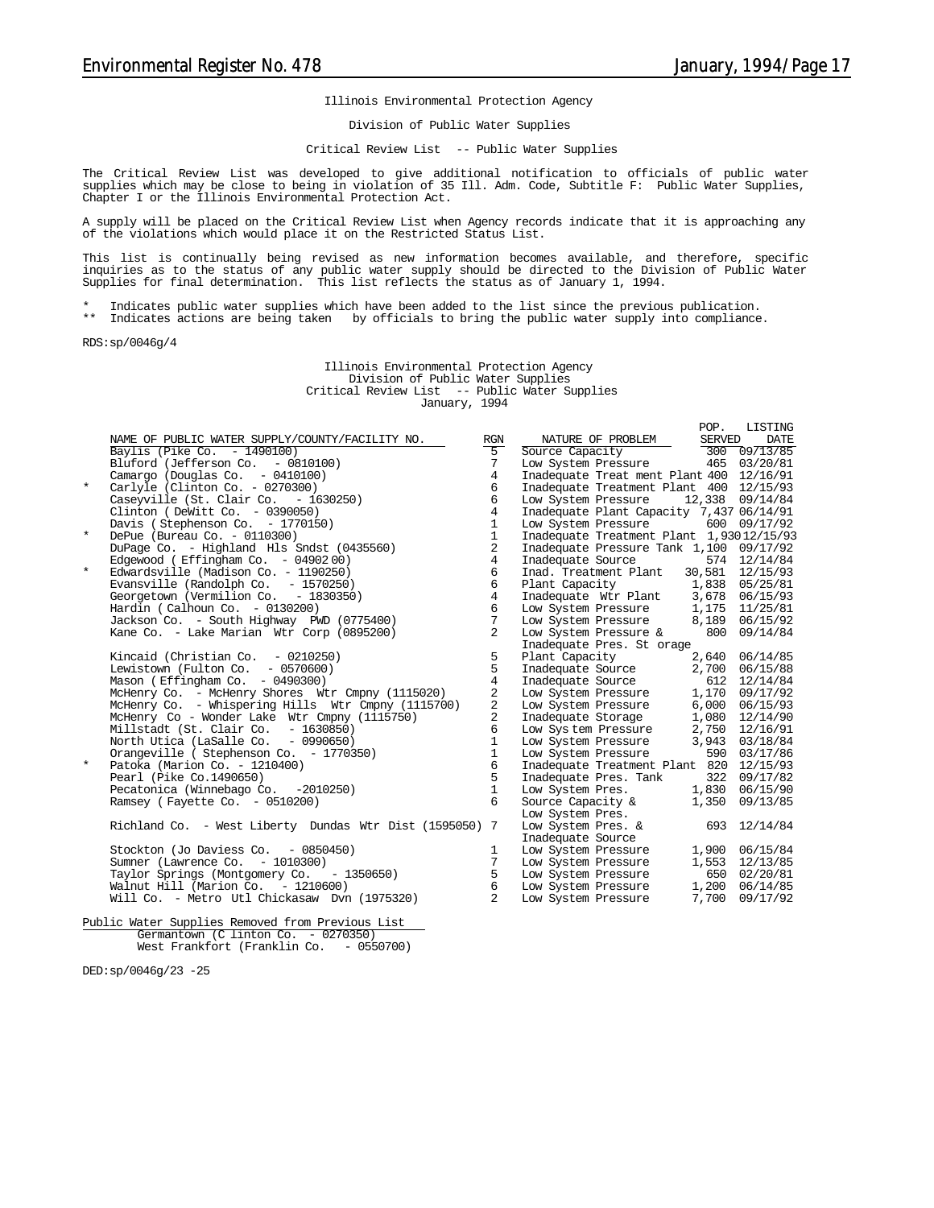Illinois Environmental Protection Agency

Division of Public Water Supplies

Critical Review List -- Public Water Supplies

The Critical Review List was developed to give additional notification to officials of public water supplies which may be close to being in violation of 35 Ill. Adm. Code, Subtitle F: Public Water Supplies, Chapter I or the Illinois Environmental Protection Act.

A supply will be placed on the Critical Review List when Agency records indicate that it is approaching any of the violations which would place it on the Restricted Status List.

This list is continually being revised as new information becomes available, and therefore, specific inquiries as to the status of any public water supply should be directed to the Division of Public Water Supplies for final determination. This list reflects the status as of January 1, 1994.

\* Indicates public water supplies which have been added to the list since the previous publication.
\*\* Indicates actions are being taken by officials to bring the public water supply into compliance.

RDS:sp/0046g/4

Illinois Environmental Protection Agency
Division of Public Water Supplies
Critical Review List -- Public Water Supplies
January, 1994

| | NAME OF PUBLIC WATER SUPPLY/COUNTY/FACILITY NO. | RGN | NATURE OF PROBLEM | POP. SERVED | LISTING DATE |
|---|---|---|---|---|---|
| | Baylis (Pike Co. - 1490100) | 5 | Source Capacity | 300 | 09/13/85 |
| | Bluford (Jefferson Co. - 0810100) | 7 | Low System Pressure | 465 | 03/20/81 |
| | Camargo (Douglas Co. - 0410100) | 4 | Inadequate Treat ment Plant | 400 | 12/16/91 |
| * | Carlyle (Clinton Co. - 0270300) | 6 | Inadequate Treatment Plant | 400 | 12/15/93 |
| | Caseyville (St. Clair Co. - 1630250) | 6 | Low System Pressure | 12,338 | 09/14/84 |
| | Clinton ( DeWitt Co. - 0390050) | 4 | Inadequate Plant Capacity | 7,437 | 06/14/91 |
| | Davis ( Stephenson Co. - 1770150) | 1 | Low System Pressure | 600 | 09/17/92 |
| * | DePue (Bureau Co. - 0110300) | 1 | Inadequate Treatment Plant | 1,930 | 12/15/93 |
| | DuPage Co. - Highland Hls Sndst (0435560) | 2 | Inadequate Pressure Tank | 1,100 | 09/17/92 |
| | Edgewood ( Effingham Co. - 0490200) | 4 | Inadequate Source | 574 | 12/14/84 |
| * | Edwardsville (Madison Co. - 1190250) | 6 | Inad. Treatment Plant | 30,581 | 12/15/93 |
| | Evansville (Randolph Co. - 1570250) | 6 | Plant Capacity | 1,838 | 05/25/81 |
| | Georgetown (Vermilion Co. - 1830350) | 4 | Inadequate Wtr Plant | 3,678 | 06/15/93 |
| | Hardin ( Calhoun Co. - 0130200) | 6 | Low System Pressure | 1,175 | 11/25/81 |
| | Jackson Co. - South Highway PWD (0775400) | 7 | Low System Pressure | 8,189 | 06/15/92 |
| | Kane Co. - Lake Marian Wtr Corp (0895200) | 2 | Low System Pressure & Inadequate Pres. St orage | 800 | 09/14/84 |
| | Kincaid (Christian Co. - 0210250) | 5 | Plant Capacity | 2,640 | 06/14/85 |
| | Lewistown (Fulton Co. - 0570600) | 5 | Inadequate Source | 2,700 | 06/15/88 |
| | Mason ( Effingham Co. - 0490300) | 4 | Inadequate Source | 612 | 12/14/84 |
| | McHenry Co. - McHenry Shores Wtr Cmpny (1115020) | 2 | Low System Pressure | 1,170 | 09/17/92 |
| | McHenry Co. - Whispering Hills Wtr Cmpny (1115700) | 2 | Low System Pressure | 6,000 | 06/15/93 |
| | McHenry Co - Wonder Lake Wtr Cmpny (1115750) | 2 | Inadequate Storage | 1,080 | 12/14/90 |
| | Millstadt (St. Clair Co. - 1630850) | 6 | Low Sys tem Pressure | 2,750 | 12/16/91 |
| | North Utica (LaSalle Co. - 0990650) | 1 | Low System Pressure | 3,943 | 03/18/84 |
| | Orangeville ( Stephenson Co. - 1770350) | 1 | Low System Pressure | 590 | 03/17/86 |
| * | Patoka (Marion Co. - 1210400) | 6 | Inadequate Treatment Plant | 820 | 12/15/93 |
| | Pearl (Pike Co.1490650) | 5 | Inadequate Pres. Tank | 322 | 09/17/82 |
| | Pecatonica (Winnebago Co. -2010250) | 1 | Low System Pres. | 1,830 | 06/15/90 |
| | Ramsey ( Fayette Co. - 0510200) | 6 | Source Capacity & Low System Pres. | 1,350 | 09/13/85 |
| | Richland Co. - West Liberty Dundas Wtr Dist (1595050) | 7 | Low System Pres. & Inadequate Source | 693 | 12/14/84 |
| | Stockton (Jo Daviess Co. - 0850450) | 1 | Low System Pressure | 1,900 | 06/15/84 |
| | Sumner (Lawrence Co. - 1010300) | 7 | Low System Pressure | 1,553 | 12/13/85 |
| | Taylor Springs (Montgomery Co. - 1350650) | 5 | Low System Pressure | 650 | 02/20/81 |
| | Walnut Hill (Marion Co. - 1210600) | 6 | Low System Pressure | 1,200 | 06/14/85 |
| | Will Co. - Metro Utl Chickasaw Dvn (1975320) | 2 | Low System Pressure | 7,700 | 09/17/92 |

Public Water Supplies Removed from Previous List

Germantown (C linton Co. - 0270350)
West Frankfort (Franklin Co. - 0550700)

DED:sp/0046g/23 -25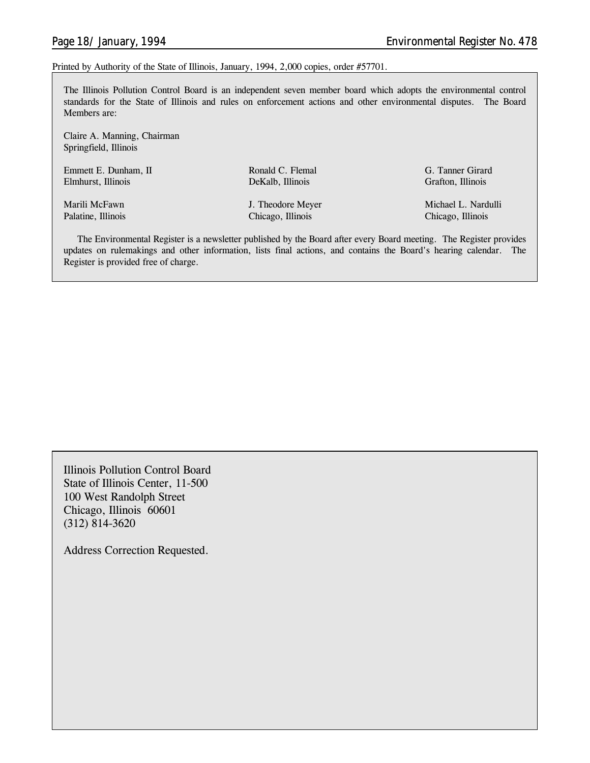Printed by Authority of the State of Illinois, January, 1994, 2,000 copies, order #57701.

The Illinois Pollution Control Board is an independent seven member board which adopts the environmental control standards for the State of Illinois and rules on enforcement actions and other environmental disputes. The Board Members are:

Claire A. Manning, Chairman
Springfield, Illinois

Emmett E. Dunham, II
Elmhurst, Illinois

Ronald C. Flemal
DeKalb, Illinois

G. Tanner Girard
Grafton, Illinois

Marili McFawn
Palatine, Illinois

J. Theodore Meyer
Chicago, Illinois

Michael L. Nardulli
Chicago, Illinois

The Environmental Register is a newsletter published by the Board after every Board meeting. The Register provides updates on rulemakings and other information, lists final actions, and contains the Board's hearing calendar. The Register is provided free of charge.

Illinois Pollution Control Board
State of Illinois Center, 11-500
100 West Randolph Street
Chicago, Illinois 60601
(312) 814-3620

Address Correction Requested.